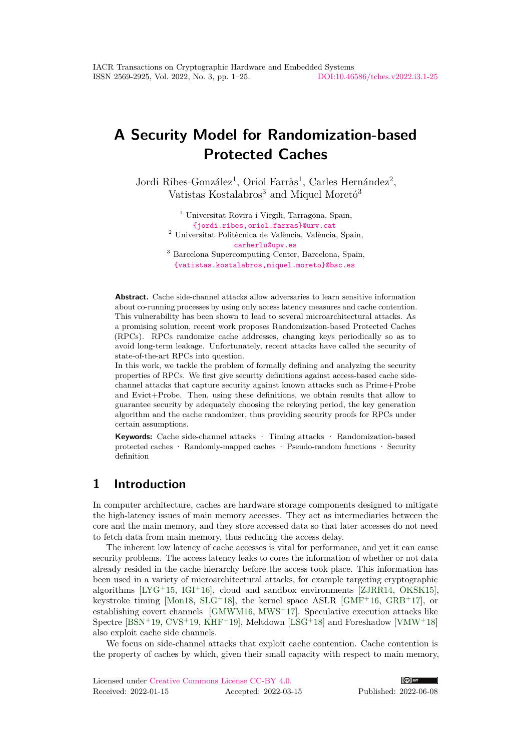# A Security Model for Randomization-based Protected Caches

Jordi Ribes-González[1], Oriol Farràs[1], Carles Hernández[2], Vatistas Kostalabros[3] and Miquel Moretó[3]

[1] Universitat Rovira i Virgili, Tarragona, Spain, {jordi.ribes,oriol.farras}@urv.cat
[2] Universitat Politècnica de València, València, Spain, carherlu@upv.es
[3] Barcelona Supercomputing Center, Barcelona, Spain, {vatistas.kostalabros,miquel.moreto}@bsc.es

**Abstract.** Cache side-channel attacks allow adversaries to learn sensitive information about co-running processes by using only access latency measures and cache contention. This vulnerability has been shown to lead to several microarchitectural attacks. As a promising solution, recent work proposes Randomization-based Protected Caches (RPCs). RPCs randomize cache addresses, changing keys periodically so as to avoid long-term leakage. Unfortunately, recent attacks have called the security of state-of-the-art RPCs into question.

In this work, we tackle the problem of formally defining and analyzing the security properties of RPCs. We first give security definitions against access-based cache side-channel attacks that capture security against known attacks such as Prime+Probe and Evict+Probe. Then, using these definitions, we obtain results that allow to guarantee security by adequately choosing the rekeying period, the key generation algorithm and the cache randomizer, thus providing security proofs for RPCs under certain assumptions.

**Keywords:** Cache side-channel attacks · Timing attacks · Randomization-based protected caches · Randomly-mapped caches · Pseudo-random functions · Security definition

## 1 Introduction

In computer architecture, caches are hardware storage components designed to mitigate the high-latency issues of main memory accesses. They act as intermediaries between the core and the main memory, and they store accessed data so that later accesses do not need to fetch data from main memory, thus reducing the access delay.

The inherent low latency of cache accesses is vital for performance, and yet it can cause security problems. The access latency leaks to cores the information of whether or not data already resided in the cache hierarchy before the access took place. This information has been used in a variety of microarchitectural attacks, for example targeting cryptographic algorithms [LYG+15, IGI+16], cloud and sandbox environments [ZJRR14, OKSK15], keystroke timing [Mon18, SLG+18], the kernel space ASLR [GMF+16, GRB+17], or establishing covert channels [GMWM16, MWS+17]. Speculative execution attacks like Spectre [BSN+19, CVS+19, KHF+19], Meltdown [LSG+18] and Foreshadow [VMW+18] also exploit cache side channels.

We focus on side-channel attacks that exploit cache contention. Cache contention is the property of caches by which, given their small capacity with respect to main memory,

Licensed under Creative Commons License CC-BY 4.0.
Received: 2022-01-15 Accepted: 2022-03-15 Published: 2022-06-08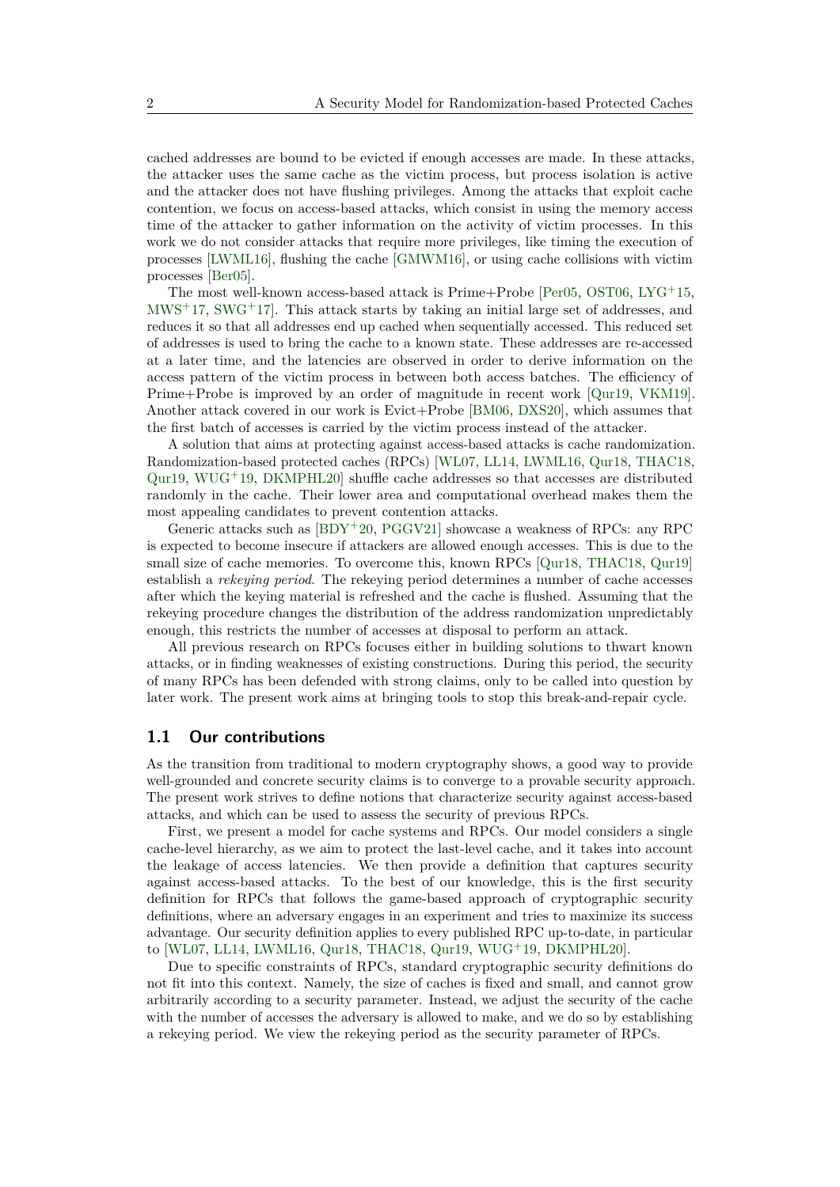cached addresses are bound to be evicted if enough accesses are made. In these attacks, the attacker uses the same cache as the victim process, but process isolation is active and the attacker does not have flushing privileges. Among the attacks that exploit cache contention, we focus on access-based attacks, which consist in using the memory access time of the attacker to gather information on the activity of victim processes. In this work we do not consider attacks that require more privileges, like timing the execution of processes [LWML16], flushing the cache [GMWM16], or using cache collisions with victim processes [Ber05].

The most well-known access-based attack is Prime+Probe [Per05, OST06, LYG+15, MWS+17, SWG+17]. This attack starts by taking an initial large set of addresses, and reduces it so that all addresses end up cached when sequentially accessed. This reduced set of addresses is used to bring the cache to a known state. These addresses are re-accessed at a later time, and the latencies are observed in order to derive information on the access pattern of the victim process in between both access batches. The efficiency of Prime+Probe is improved by an order of magnitude in recent work [Qur19, VKM19]. Another attack covered in our work is Evict+Probe [BM06, DXS20], which assumes that the first batch of accesses is carried by the victim process instead of the attacker.

A solution that aims at protecting against access-based attacks is cache randomization. Randomization-based protected caches (RPCs) [WL07, LL14, LWML16, Qur18, THAC18, Qur19, WUG+19, DKMPHL20] shuffle cache addresses so that accesses are distributed randomly in the cache. Their lower area and computational overhead makes them the most appealing candidates to prevent contention attacks.

Generic attacks such as [BDY+20, PGGV21] showcase a weakness of RPCs: any RPC is expected to become insecure if attackers are allowed enough accesses. This is due to the small size of cache memories. To overcome this, known RPCs [Qur18, THAC18, Qur19] establish a *rekeying period*. The rekeying period determines a number of cache accesses after which the keying material is refreshed and the cache is flushed. Assuming that the rekeying procedure changes the distribution of the address randomization unpredictably enough, this restricts the number of accesses at disposal to perform an attack.

All previous research on RPCs focuses either in building solutions to thwart known attacks, or in finding weaknesses of existing constructions. During this period, the security of many RPCs has been defended with strong claims, only to be called into question by later work. The present work aims at bringing tools to stop this break-and-repair cycle.

## 1.1 Our contributions

As the transition from traditional to modern cryptography shows, a good way to provide well-grounded and concrete security claims is to converge to a provable security approach. The present work strives to define notions that characterize security against access-based attacks, and which can be used to assess the security of previous RPCs.

First, we present a model for cache systems and RPCs. Our model considers a single cache-level hierarchy, as we aim to protect the last-level cache, and it takes into account the leakage of access latencies. We then provide a definition that captures security against access-based attacks. To the best of our knowledge, this is the first security definition for RPCs that follows the game-based approach of cryptographic security definitions, where an adversary engages in an experiment and tries to maximize its success advantage. Our security definition applies to every published RPC up-to-date, in particular to [WL07, LL14, LWML16, Qur18, THAC18, Qur19, WUG+19, DKMPHL20].

Due to specific constraints of RPCs, standard cryptographic security definitions do not fit into this context. Namely, the size of caches is fixed and small, and cannot grow arbitrarily according to a security parameter. Instead, we adjust the security of the cache with the number of accesses the adversary is allowed to make, and we do so by establishing a rekeying period. We view the rekeying period as the security parameter of RPCs.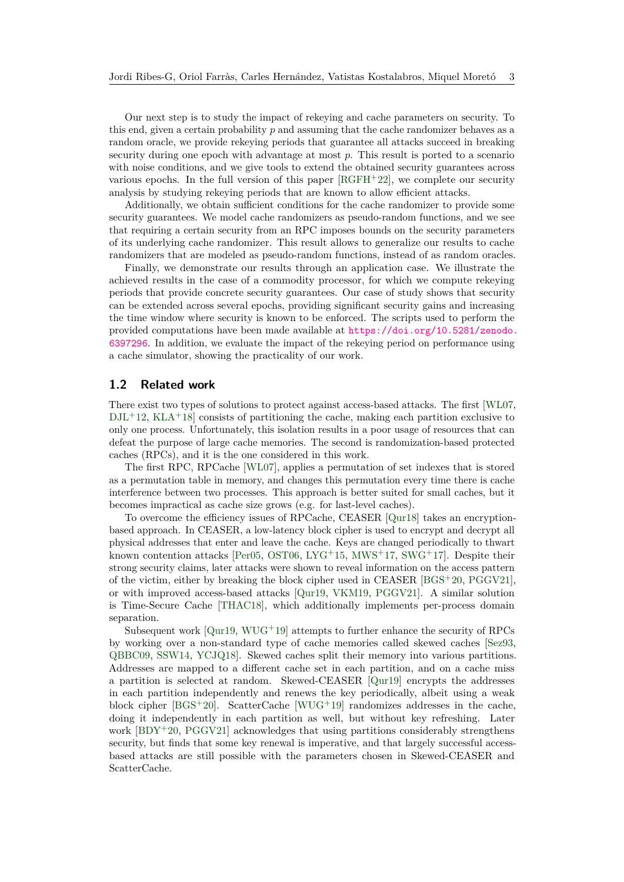Our next step is to study the impact of rekeying and cache parameters on security. To this end, given a certain probability $p$ and assuming that the cache randomizer behaves as a random oracle, we provide rekeying periods that guarantee all attacks succeed in breaking security during one epoch with advantage at most $p$. This result is ported to a scenario with noise conditions, and we give tools to extend the obtained security guarantees across various epochs. In the full version of this paper [RGFH+22], we complete our security analysis by studying rekeying periods that are known to allow efficient attacks.

Additionally, we obtain sufficient conditions for the cache randomizer to provide some security guarantees. We model cache randomizers as pseudo-random functions, and we see that requiring a certain security from an RPC imposes bounds on the security parameters of its underlying cache randomizer. This result allows to generalize our results to cache randomizers that are modeled as pseudo-random functions, instead of as random oracles.

Finally, we demonstrate our results through an application case. We illustrate the achieved results in the case of a commodity processor, for which we compute rekeying periods that provide concrete security guarantees. Our case of study shows that security can be extended across several epochs, providing significant security gains and increasing the time window where security is known to be enforced. The scripts used to perform the provided computations have been made available at https://doi.org/10.5281/zenodo.6397296. In addition, we evaluate the impact of the rekeying period on performance using a cache simulator, showing the practicality of our work.

## 1.2 Related work

There exist two types of solutions to protect against access-based attacks. The first [WL07, DJL+12, KLA+18] consists of partitioning the cache, making each partition exclusive to only one process. Unfortunately, this isolation results in a poor usage of resources that can defeat the purpose of large cache memories. The second is randomization-based protected caches (RPCs), and it is the one considered in this work.

The first RPC, RPCache [WL07], applies a permutation of set indexes that is stored as a permutation table in memory, and changes this permutation every time there is cache interference between two processes. This approach is better suited for small caches, but it becomes impractical as cache size grows (e.g. for last-level caches).

To overcome the efficiency issues of RPCache, CEASER [Qur18] takes an encryption-based approach. In CEASER, a low-latency block cipher is used to encrypt and decrypt all physical addresses that enter and leave the cache. Keys are changed periodically to thwart known contention attacks [Per05, OST06, LYG+15, MWS+17, SWG+17]. Despite their strong security claims, later attacks were shown to reveal information on the access pattern of the victim, either by breaking the block cipher used in CEASER [BGS+20, PGGV21], or with improved access-based attacks [Qur19, VKM19, PGGV21]. A similar solution is Time-Secure Cache [THAC18], which additionally implements per-process domain separation.

Subsequent work [Qur19, WUG+19] attempts to further enhance the security of RPCs by working over a non-standard type of cache memories called skewed caches [Sez93, QBBC09, SSW14, YCJQ18]. Skewed caches split their memory into various partitions. Addresses are mapped to a different cache set in each partition, and on a cache miss a partition is selected at random. Skewed-CEASER [Qur19] encrypts the addresses in each partition independently and renews the key periodically, albeit using a weak block cipher [BGS+20]. ScatterCache [WUG+19] randomizes addresses in the cache, doing it independently in each partition as well, but without key refreshing. Later work [BDY+20, PGGV21] acknowledges that using partitions considerably strengthens security, but finds that some key renewal is imperative, and that largely successful access-based attacks are still possible with the parameters chosen in Skewed-CEASER and ScatterCache.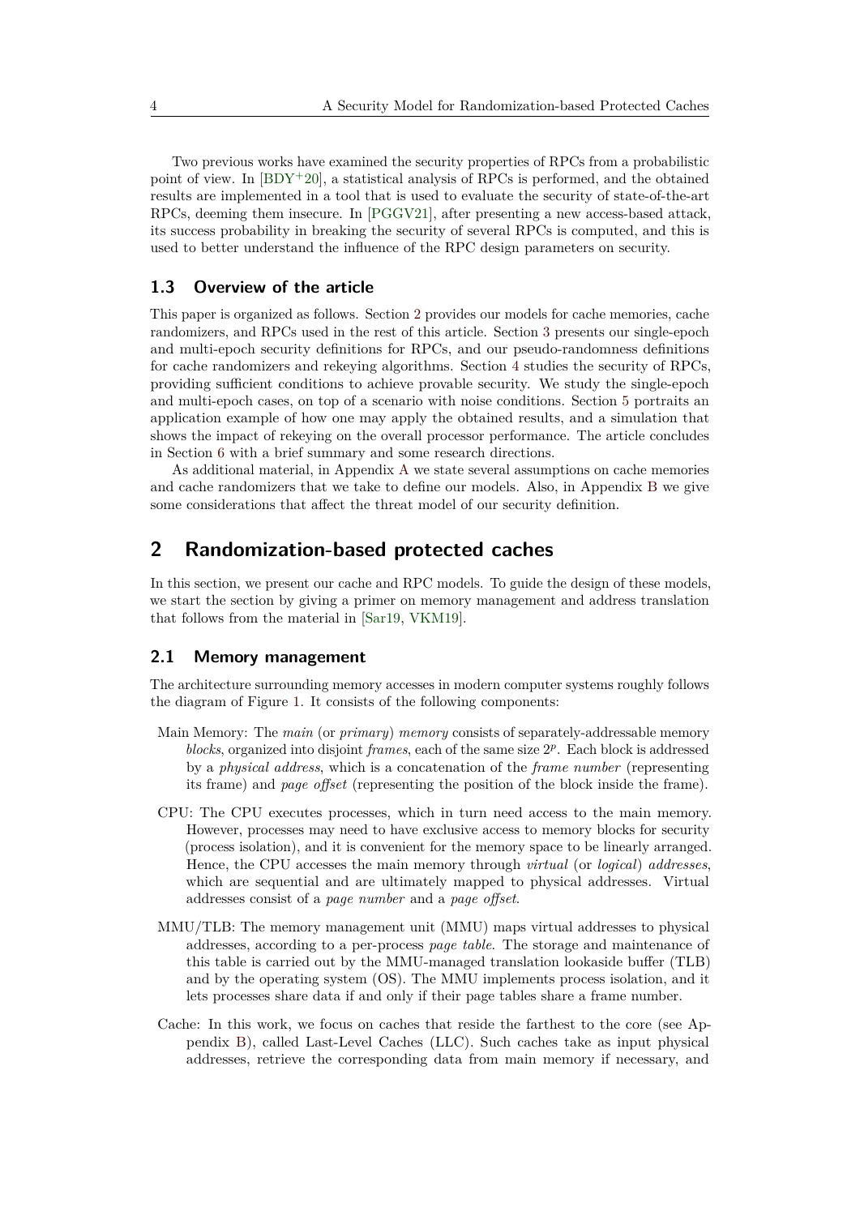Two previous works have examined the security properties of RPCs from a probabilistic point of view. In [BDY+20], a statistical analysis of RPCs is performed, and the obtained results are implemented in a tool that is used to evaluate the security of state-of-the-art RPCs, deeming them insecure. In [PGGV21], after presenting a new access-based attack, its success probability in breaking the security of several RPCs is computed, and this is used to better understand the influence of the RPC design parameters on security.

### 1.3 Overview of the article

This paper is organized as follows. Section 2 provides our models for cache memories, cache randomizers, and RPCs used in the rest of this article. Section 3 presents our single-epoch and multi-epoch security definitions for RPCs, and our pseudo-randomness definitions for cache randomizers and rekeying algorithms. Section 4 studies the security of RPCs, providing sufficient conditions to achieve provable security. We study the single-epoch and multi-epoch cases, on top of a scenario with noise conditions. Section 5 portraits an application example of how one may apply the obtained results, and a simulation that shows the impact of rekeying on the overall processor performance. The article concludes in Section 6 with a brief summary and some research directions.

As additional material, in Appendix A we state several assumptions on cache memories and cache randomizers that we take to define our models. Also, in Appendix B we give some considerations that affect the threat model of our security definition.

## 2 Randomization-based protected caches

In this section, we present our cache and RPC models. To guide the design of these models, we start the section by giving a primer on memory management and address translation that follows from the material in [Sar19, VKM19].

### 2.1 Memory management

The architecture surrounding memory accesses in modern computer systems roughly follows the diagram of Figure 1. It consists of the following components:

- Main Memory: The *main* (or *primary*) *memory* consists of separately-addressable memory *blocks*, organized into disjoint *frames*, each of the same size $2^p$. Each block is addressed by a *physical address*, which is a concatenation of the *frame number* (representing its frame) and *page offset* (representing the position of the block inside the frame).
- CPU: The CPU executes processes, which in turn need access to the main memory. However, processes may need to have exclusive access to memory blocks for security (process isolation), and it is convenient for the memory space to be linearly arranged. Hence, the CPU accesses the main memory through *virtual* (or *logical*) *addresses*, which are sequential and are ultimately mapped to physical addresses. Virtual addresses consist of a *page number* and a *page offset*.
- MMU/TLB: The memory management unit (MMU) maps virtual addresses to physical addresses, according to a per-process *page table*. The storage and maintenance of this table is carried out by the MMU-managed translation lookaside buffer (TLB) and by the operating system (OS). The MMU implements process isolation, and it lets processes share data if and only if their page tables share a frame number.
- Cache: In this work, we focus on caches that reside the farthest to the core (see Appendix B), called Last-Level Caches (LLC). Such caches take as input physical addresses, retrieve the corresponding data from main memory if necessary, and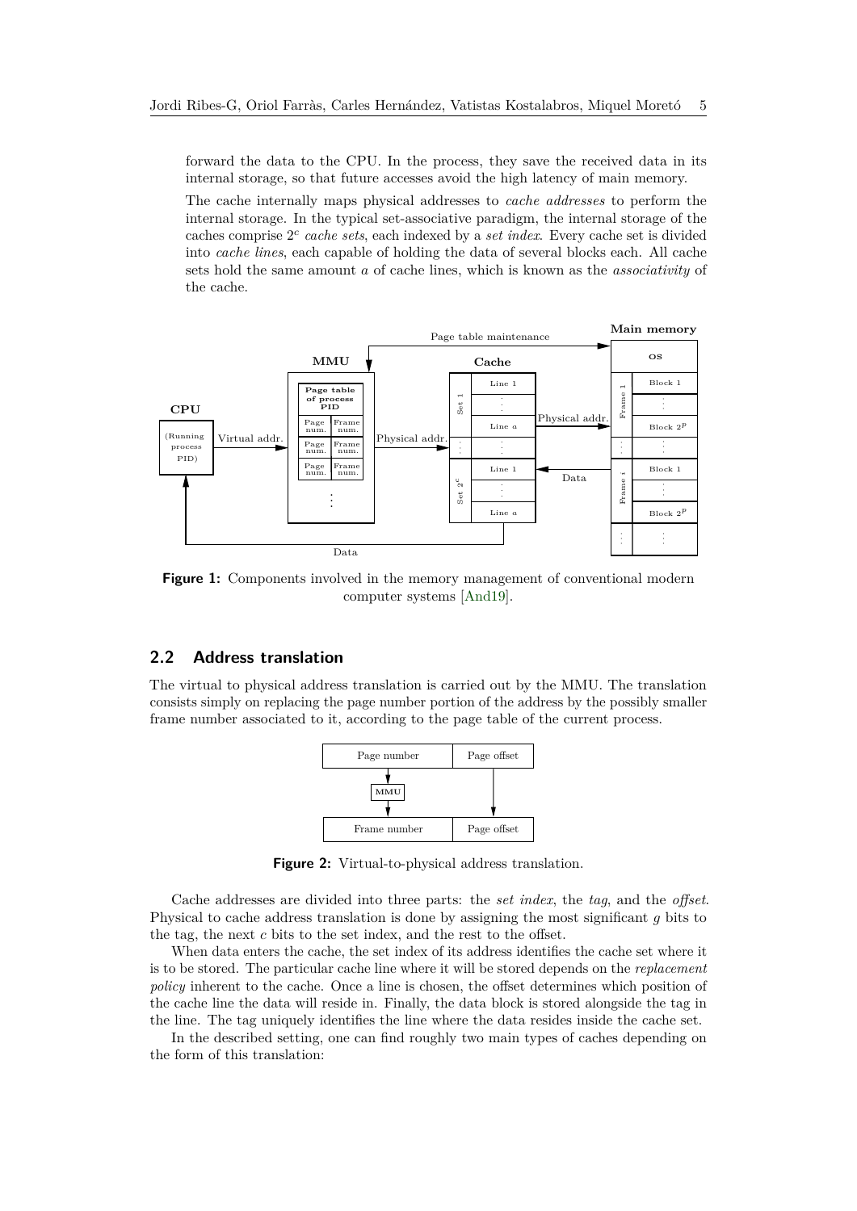forward the data to the CPU. In the process, they save the received data in its internal storage, so that future accesses avoid the high latency of main memory.

The cache internally maps physical addresses to *cache addresses* to perform the internal storage. In the typical set-associative paradigm, the internal storage of the caches comprise $2^c$ *cache sets*, each indexed by a *set index*. Every cache set is divided into *cache lines*, each capable of holding the data of several blocks each. All cache sets hold the same amount $a$ of cache lines, which is known as the *associativity* of the cache.

**Figure 1:** Components involved in the memory management of conventional modern computer systems [And19].

## 2.2 Address translation

The virtual to physical address translation is carried out by the MMU. The translation consists simply on replacing the page number portion of the address by the possibly smaller frame number associated to it, according to the page table of the current process.

**Figure 2:** Virtual-to-physical address translation.

Cache addresses are divided into three parts: the *set index*, the *tag*, and the *offset*. Physical to cache address translation is done by assigning the most significant $g$ bits to the tag, the next $c$ bits to the set index, and the rest to the offset.

When data enters the cache, the set index of its address identifies the cache set where it is to be stored. The particular cache line where it will be stored depends on the *replacement policy* inherent to the cache. Once a line is chosen, the offset determines which position of the cache line the data will reside in. Finally, the data block is stored alongside the tag in the line. The tag uniquely identifies the line where the data resides inside the cache set.

In the described setting, one can find roughly two main types of caches depending on the form of this translation: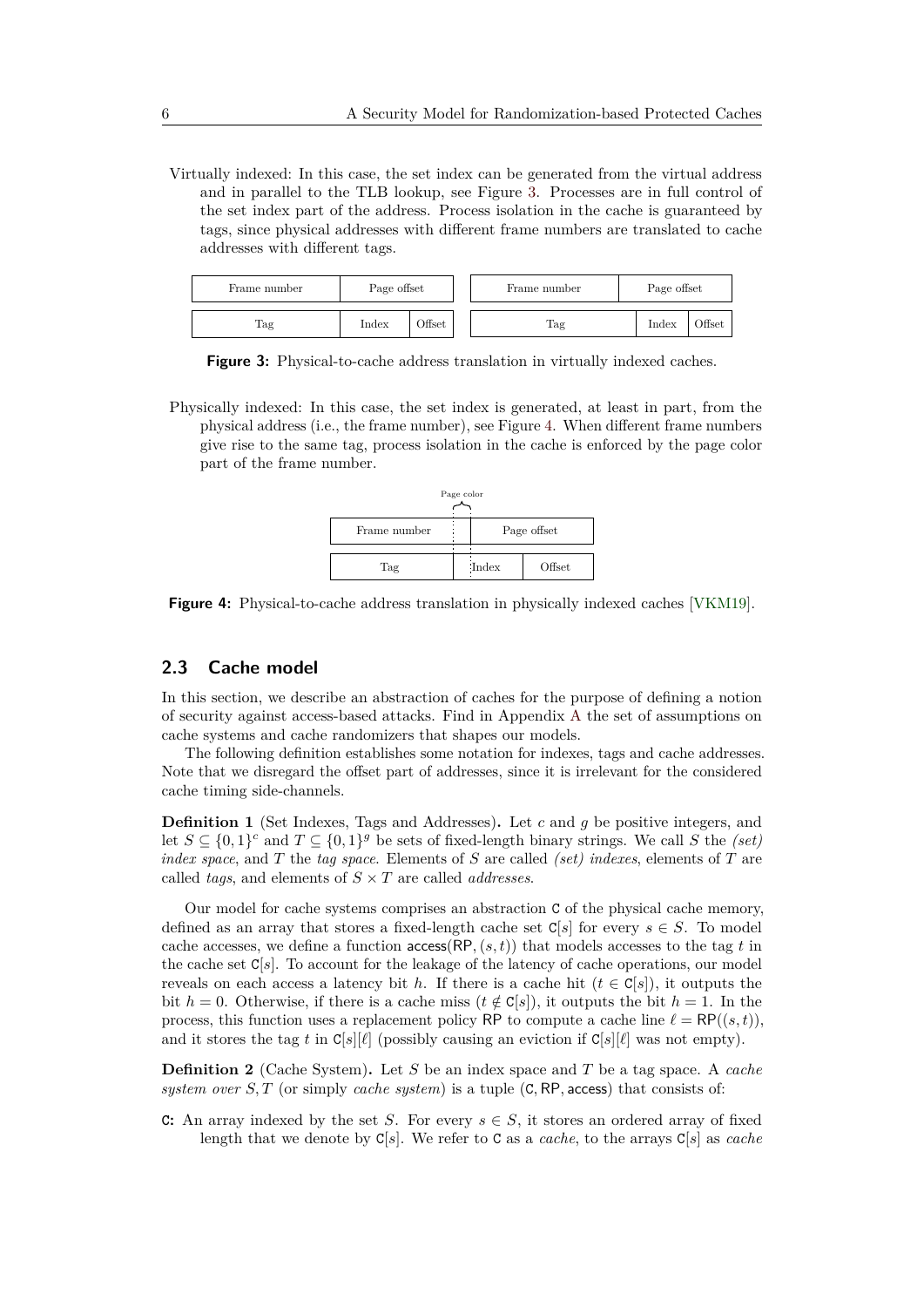Virtually indexed: In this case, the set index can be generated from the virtual address and in parallel to the TLB lookup, see Figure 3. Processes are in full control of the set index part of the address. Process isolation in the cache is guaranteed by tags, since physical addresses with different frame numbers are translated to cache addresses with different tags.

| Frame number | Page offset | |
|---|---|---|
| Tag | Index | Offset |

| Frame number | Page offset | |
|---|---|---|
| Tag | Index | Offset |

**Figure 3:** Physical-to-cache address translation in virtually indexed caches.

Physically indexed: In this case, the set index is generated, at least in part, from the physical address (i.e., the frame number), see Figure 4. When different frame numbers give rise to the same tag, process isolation in the cache is enforced by the page color part of the frame number.

Page color

| Frame number | Page offset | |
|---|---|---|
| Tag | Index | Offset |

**Figure 4:** Physical-to-cache address translation in physically indexed caches [VKM19].

## 2.3 Cache model

In this section, we describe an abstraction of caches for the purpose of defining a notion of security against access-based attacks. Find in Appendix A the set of assumptions on cache systems and cache randomizers that shapes our models.

The following definition establishes some notation for indexes, tags and cache addresses. Note that we disregard the offset part of addresses, since it is irrelevant for the considered cache timing side-channels.

**Definition 1** (Set Indexes, Tags and Addresses)**.** Let $c$ and $g$ be positive integers, and let $S \subseteq \{0,1\}^c$ and $T \subseteq \{0,1\}^g$ be sets of fixed-length binary strings. We call $S$ the *(set) index space*, and $T$ the *tag space*. Elements of $S$ are called *(set) indexes*, elements of $T$ are called *tags*, and elements of $S \times T$ are called *addresses*.

Our model for cache systems comprises an abstraction $\mathsf{C}$ of the physical cache memory, defined as an array that stores a fixed-length cache set $\mathsf{C}[s]$ for every $s \in S$. To model cache accesses, we define a function $\mathsf{access}(\mathsf{RP},(s,t))$ that models accesses to the tag $t$ in the cache set $\mathsf{C}[s]$. To account for the leakage of the latency of cache operations, our model reveals on each access a latency bit $h$. If there is a cache hit ($t \in \mathsf{C}[s]$), it outputs the bit $h = 0$. Otherwise, if there is a cache miss ($t \notin \mathsf{C}[s]$), it outputs the bit $h = 1$. In the process, this function uses a replacement policy RP to compute a cache line $\ell = \mathsf{RP}((s,t))$, and it stores the tag $t$ in $\mathsf{C}[s][\ell]$ (possibly causing an eviction if $\mathsf{C}[s][\ell]$ was not empty).

**Definition 2** (Cache System)**.** Let $S$ be an index space and $T$ be a tag space. A *cache system over* $S,T$ (or simply *cache system*) is a tuple $(\mathsf{C},\mathsf{RP},\mathsf{access})$ that consists of:

**C:** An array indexed by the set $S$. For every $s \in S$, it stores an ordered array of fixed length that we denote by $\mathsf{C}[s]$. We refer to $\mathsf{C}$ as a *cache*, to the arrays $\mathsf{C}[s]$ as *cache*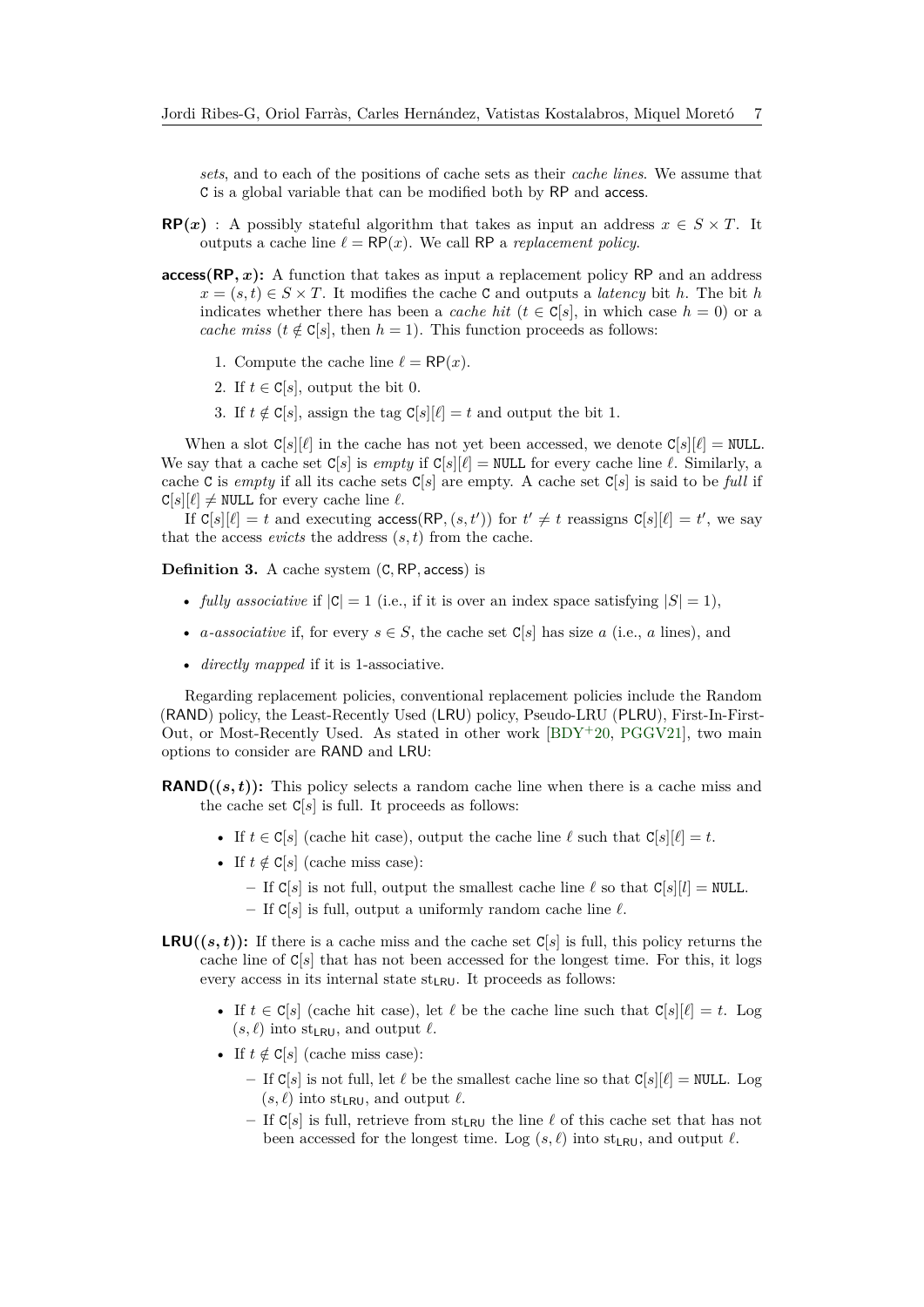*sets*, and to each of the positions of cache sets as their *cache lines*. We assume that $\mathtt{C}$ is a global variable that can be modified both by $\mathsf{RP}$ and $\mathsf{access}$.

**$\mathsf{RP}(x)$** : A possibly stateful algorithm that takes as input an address $x \in S \times T$. It outputs a cache line $\ell = \mathsf{RP}(x)$. We call $\mathsf{RP}$ a *replacement policy*.

**$\mathsf{access}(\mathsf{RP}, x)$:** A function that takes as input a replacement policy $\mathsf{RP}$ and an address $x = (s,t) \in S \times T$. It modifies the cache $\mathtt{C}$ and outputs a *latency* bit $h$. The bit $h$ indicates whether there has been a *cache hit* ($t \in \mathtt{C}[s]$, in which case $h = 0$) or a *cache miss* ($t \notin \mathtt{C}[s]$, then $h = 1$). This function proceeds as follows:

1. Compute the cache line $\ell = \mathsf{RP}(x)$.
2. If $t \in \mathtt{C}[s]$, output the bit 0.
3. If $t \notin \mathtt{C}[s]$, assign the tag $\mathtt{C}[s][\ell] = t$ and output the bit 1.

When a slot $\mathtt{C}[s][\ell]$ in the cache has not yet been accessed, we denote $\mathtt{C}[s][\ell] = \mathtt{NULL}$. We say that a cache set $\mathtt{C}[s]$ is *empty* if $\mathtt{C}[s][\ell] = \mathtt{NULL}$ for every cache line $\ell$. Similarly, a cache $\mathtt{C}$ is *empty* if all its cache sets $\mathtt{C}[s]$ are empty. A cache set $\mathtt{C}[s]$ is said to be *full* if $\mathtt{C}[s][\ell] \neq \mathtt{NULL}$ for every cache line $\ell$.

If $\mathtt{C}[s][\ell] = t$ and executing $\mathsf{access}(\mathsf{RP}, (s,t'))$ for $t' \neq t$ reassigns $\mathtt{C}[s][\ell] = t'$, we say that the access *evicts* the address $(s,t)$ from the cache.

**Definition 3.** A cache system $(\mathtt{C}, \mathsf{RP}, \mathsf{access})$ is

- *fully associative* if $|\mathtt{C}| = 1$ (i.e., if it is over an index space satisfying $|S| = 1$),
- *a-associative* if, for every $s \in S$, the cache set $\mathtt{C}[s]$ has size $a$ (i.e., $a$ lines), and
- *directly mapped* if it is 1-associative.

Regarding replacement policies, conventional replacement policies include the Random ($\mathsf{RAND}$) policy, the Least-Recently Used ($\mathsf{LRU}$) policy, Pseudo-LRU ($\mathsf{PLRU}$), First-In-First-Out, or Most-Recently Used. As stated in other work [BDY+20, PGGV21], two main options to consider are $\mathsf{RAND}$ and $\mathsf{LRU}$:

**$\mathsf{RAND}((s,t))$:** This policy selects a random cache line when there is a cache miss and the cache set $\mathtt{C}[s]$ is full. It proceeds as follows:

- If $t \in \mathtt{C}[s]$ (cache hit case), output the cache line $\ell$ such that $\mathtt{C}[s][\ell] = t$.
- If $t \notin \mathtt{C}[s]$ (cache miss case):
  - If $\mathtt{C}[s]$ is not full, output the smallest cache line $\ell$ so that $\mathtt{C}[s][l] = \mathtt{NULL}$.
  - If $\mathtt{C}[s]$ is full, output a uniformly random cache line $\ell$.

**$\mathsf{LRU}((s,t))$:** If there is a cache miss and the cache set $\mathtt{C}[s]$ is full, this policy returns the cache line of $\mathtt{C}[s]$ that has not been accessed for the longest time. For this, it logs every access in its internal state $\mathrm{st}_{\mathsf{LRU}}$. It proceeds as follows:

- If $t \in \mathtt{C}[s]$ (cache hit case), let $\ell$ be the cache line such that $\mathtt{C}[s][\ell] = t$. Log $(s,\ell)$ into $\mathrm{st}_{\mathsf{LRU}}$, and output $\ell$.
- If $t \notin \mathtt{C}[s]$ (cache miss case):
  - If $\mathtt{C}[s]$ is not full, let $\ell$ be the smallest cache line so that $\mathtt{C}[s][\ell] = \mathtt{NULL}$. Log $(s,\ell)$ into $\mathrm{st}_{\mathsf{LRU}}$, and output $\ell$.
  - If $\mathtt{C}[s]$ is full, retrieve from $\mathrm{st}_{\mathsf{LRU}}$ the line $\ell$ of this cache set that has not been accessed for the longest time. Log $(s,\ell)$ into $\mathrm{st}_{\mathsf{LRU}}$, and output $\ell$.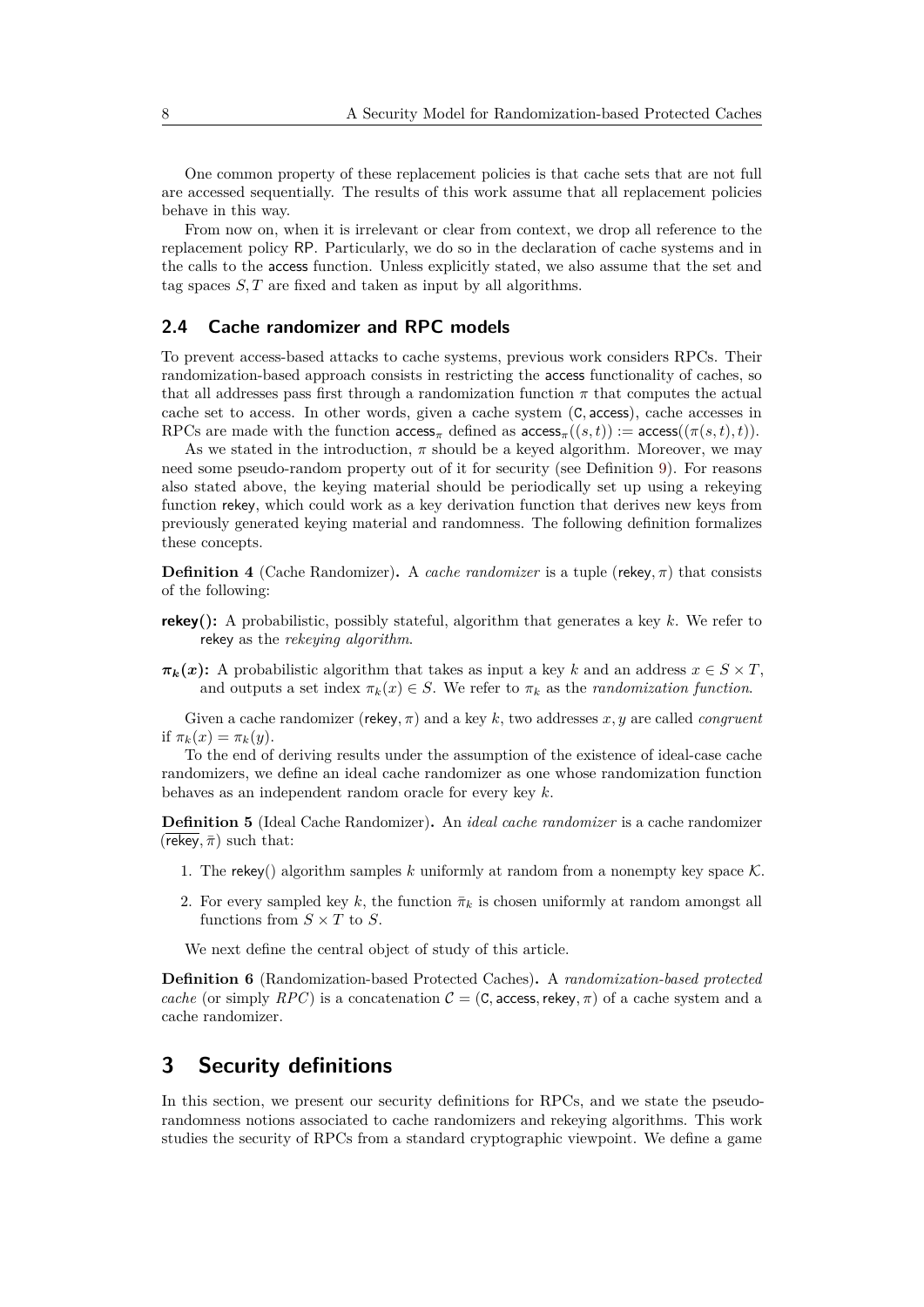One common property of these replacement policies is that cache sets that are not full are accessed sequentially. The results of this work assume that all replacement policies behave in this way.

From now on, when it is irrelevant or clear from context, we drop all reference to the replacement policy RP. Particularly, we do so in the declaration of cache systems and in the calls to the access function. Unless explicitly stated, we also assume that the set and tag spaces $S, T$ are fixed and taken as input by all algorithms.

## 2.4 Cache randomizer and RPC models

To prevent access-based attacks to cache systems, previous work considers RPCs. Their randomization-based approach consists in restricting the access functionality of caches, so that all addresses pass first through a randomization function $\pi$ that computes the actual cache set to access. In other words, given a cache system (C, access), cache accesses in RPCs are made with the function $\mathsf{access}_\pi$ defined as $\mathsf{access}_\pi((s,t)) := \mathsf{access}((\pi(s,t),t))$.

As we stated in the introduction, $\pi$ should be a keyed algorithm. Moreover, we may need some pseudo-random property out of it for security (see Definition 9). For reasons also stated above, the keying material should be periodically set up using a rekeying function rekey, which could work as a key derivation function that derives new keys from previously generated keying material and randomness. The following definition formalizes these concepts.

**Definition 4** (Cache Randomizer)**.** A *cache randomizer* is a tuple (rekey, $\pi$) that consists of the following:

- **rekey():** A probabilistic, possibly stateful, algorithm that generates a key $k$. We refer to rekey as the *rekeying algorithm*.
- $\boldsymbol{\pi_k(x)}$**:** A probabilistic algorithm that takes as input a key $k$ and an address $x \in S \times T$, and outputs a set index $\pi_k(x) \in S$. We refer to $\pi_k$ as the *randomization function*.

Given a cache randomizer (rekey, $\pi$) and a key $k$, two addresses $x, y$ are called *congruent* if $\pi_k(x) = \pi_k(y)$.

To the end of deriving results under the assumption of the existence of ideal-case cache randomizers, we define an ideal cache randomizer as one whose randomization function behaves as an independent random oracle for every key $k$.

**Definition 5** (Ideal Cache Randomizer)**.** An *ideal cache randomizer* is a cache randomizer $(\overline{\mathsf{rekey}}, \bar{\pi})$ such that:

1. The rekey() algorithm samples $k$ uniformly at random from a nonempty key space $\mathcal{K}$.
2. For every sampled key $k$, the function $\bar{\pi}_k$ is chosen uniformly at random amongst all functions from $S \times T$ to $S$.

We next define the central object of study of this article.

**Definition 6** (Randomization-based Protected Caches)**.** A *randomization-based protected cache* (or simply *RPC*) is a concatenation $\mathcal{C} = $ (C, access, rekey, $\pi$) of a cache system and a cache randomizer.

# 3 Security definitions

In this section, we present our security definitions for RPCs, and we state the pseudo-randomness notions associated to cache randomizers and rekeying algorithms. This work studies the security of RPCs from a standard cryptographic viewpoint. We define a game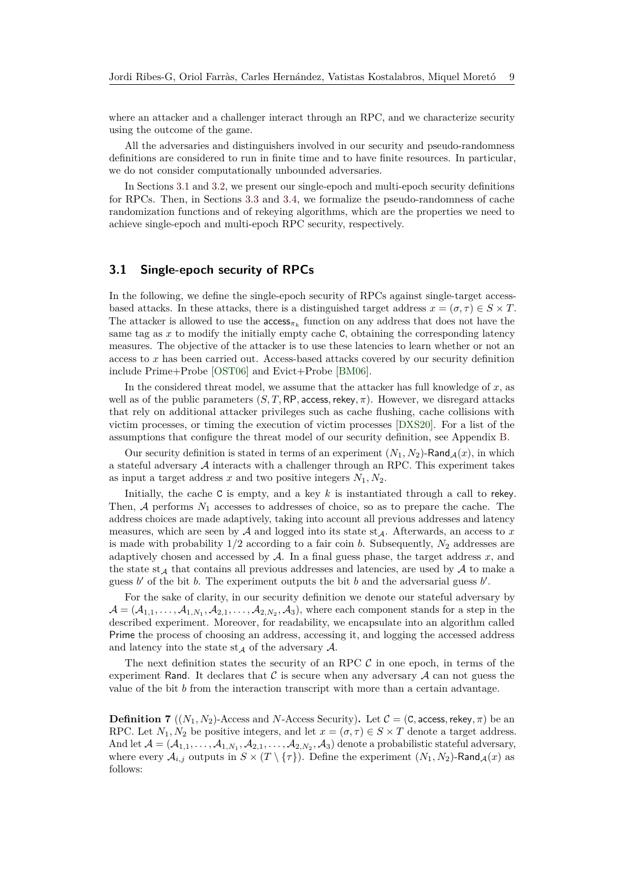where an attacker and a challenger interact through an RPC, and we characterize security using the outcome of the game.

All the adversaries and distinguishers involved in our security and pseudo-randomness definitions are considered to run in finite time and to have finite resources. In particular, we do not consider computationally unbounded adversaries.

In Sections 3.1 and 3.2, we present our single-epoch and multi-epoch security definitions for RPCs. Then, in Sections 3.3 and 3.4, we formalize the pseudo-randomness of cache randomization functions and of rekeying algorithms, which are the properties we need to achieve single-epoch and multi-epoch RPC security, respectively.

## 3.1 Single-epoch security of RPCs

In the following, we define the single-epoch security of RPCs against single-target access-based attacks. In these attacks, there is a distinguished target address $x = (\sigma, \tau) \in S \times T$. The attacker is allowed to use the $\mathsf{access}_{\pi_k}$ function on any address that does not have the same tag as $x$ to modify the initially empty cache $\mathsf{C}$, obtaining the corresponding latency measures. The objective of the attacker is to use these latencies to learn whether or not an access to $x$ has been carried out. Access-based attacks covered by our security definition include Prime+Probe [OST06] and Evict+Probe [BM06].

In the considered threat model, we assume that the attacker has full knowledge of $x$, as well as of the public parameters $(S, T, \mathsf{RP}, \mathsf{access}, \mathsf{rekey}, \pi)$. However, we disregard attacks that rely on additional attacker privileges such as cache flushing, cache collisions with victim processes, or timing the execution of victim processes [DXS20]. For a list of the assumptions that configure the threat model of our security definition, see Appendix B.

Our security definition is stated in terms of an experiment $(N_1, N_2)$-$\mathsf{Rand}_{\mathcal{A}}(x)$, in which a stateful adversary $\mathcal{A}$ interacts with a challenger through an RPC. This experiment takes as input a target address $x$ and two positive integers $N_1, N_2$.

Initially, the cache $\mathsf{C}$ is empty, and a key $k$ is instantiated through a call to $\mathsf{rekey}$. Then, $\mathcal{A}$ performs $N_1$ accesses to addresses of choice, so as to prepare the cache. The address choices are made adaptively, taking into account all previous addresses and latency measures, which are seen by $\mathcal{A}$ and logged into its state $\mathrm{st}_{\mathcal{A}}$. Afterwards, an access to $x$ is made with probability $1/2$ according to a fair coin $b$. Subsequently, $N_2$ addresses are adaptively chosen and accessed by $\mathcal{A}$. In a final guess phase, the target address $x$, and the state $\mathrm{st}_{\mathcal{A}}$ that contains all previous addresses and latencies, are used by $\mathcal{A}$ to make a guess $b'$ of the bit $b$. The experiment outputs the bit $b$ and the adversarial guess $b'$.

For the sake of clarity, in our security definition we denote our stateful adversary by $\mathcal{A} = (\mathcal{A}_{1,1}, \ldots, \mathcal{A}_{1,N_1}, \mathcal{A}_{2,1}, \ldots, \mathcal{A}_{2,N_2}, \mathcal{A}_3)$, where each component stands for a step in the described experiment. Moreover, for readability, we encapsulate into an algorithm called $\mathsf{Prime}$ the process of choosing an address, accessing it, and logging the accessed address and latency into the state $\mathrm{st}_{\mathcal{A}}$ of the adversary $\mathcal{A}$.

The next definition states the security of an RPC $\mathcal{C}$ in one epoch, in terms of the experiment $\mathsf{Rand}$. It declares that $\mathcal{C}$ is secure when any adversary $\mathcal{A}$ can not guess the value of the bit $b$ from the interaction transcript with more than a certain advantage.

**Definition 7** ($(N_1, N_2)$-Access and $N$-Access Security)**.** Let $\mathcal{C} = (\mathsf{C}, \mathsf{access}, \mathsf{rekey}, \pi)$ be an RPC. Let $N_1, N_2$ be positive integers, and let $x = (\sigma, \tau) \in S \times T$ denote a target address. And let $\mathcal{A} = (\mathcal{A}_{1,1}, \ldots, \mathcal{A}_{1,N_1}, \mathcal{A}_{2,1}, \ldots, \mathcal{A}_{2,N_2}, \mathcal{A}_3)$ denote a probabilistic stateful adversary, where every $\mathcal{A}_{i,j}$ outputs in $S \times (T \setminus \{\tau\})$. Define the experiment $(N_1, N_2)$-$\mathsf{Rand}_{\mathcal{A}}(x)$ as follows: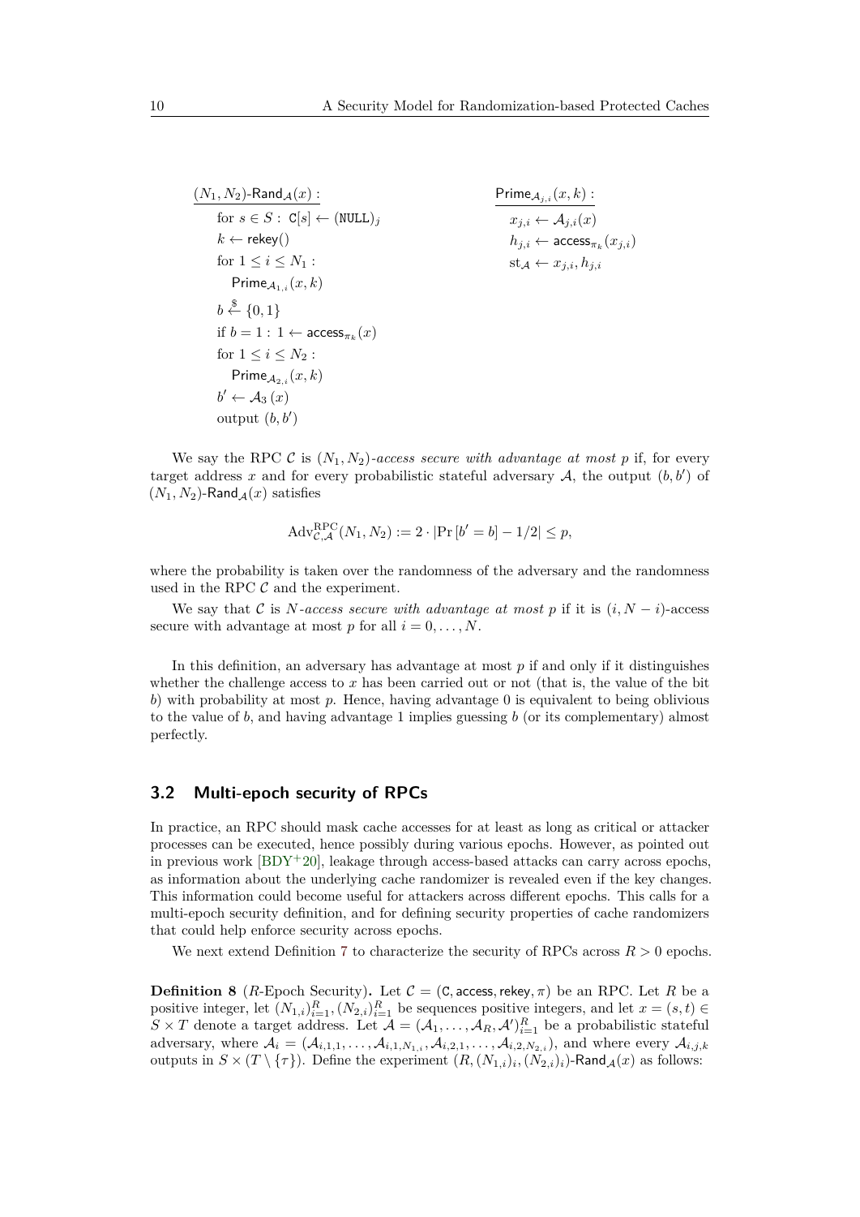$\underline{(N_1, N_2)\text{-}\mathsf{Rand}_{\mathcal{A}}(x):}$

for $s \in S:\ \mathtt{C}[s] \leftarrow (\mathtt{NULL})_j$
$k \leftarrow \mathsf{rekey}()$
for $1 \leq i \leq N_1$ :
  $\mathsf{Prime}_{\mathcal{A}_{1,i}}(x, k)$
$b \xleftarrow{\$} \{0, 1\}$
if $b = 1:\ 1 \leftarrow \mathsf{access}_{\pi_k}(x)$
for $1 \leq i \leq N_2$ :
  $\mathsf{Prime}_{\mathcal{A}_{2,i}}(x, k)$
$b' \leftarrow \mathcal{A}_3\,(x)$
output $(b, b')$

$\underline{\mathsf{Prime}_{\mathcal{A}_{j,i}}(x, k):}$

$x_{j,i} \leftarrow \mathcal{A}_{j,i}(x)$
$h_{j,i} \leftarrow \mathsf{access}_{\pi_k}(x_{j,i})$
$\mathrm{st}_{\mathcal{A}} \leftarrow x_{j,i}, h_{j,i}$

We say the RPC $\mathcal{C}$ is $(N_1, N_2)$*-access secure with advantage at most* $p$ if, for every target address $x$ and for every probabilistic stateful adversary $\mathcal{A}$, the output $(b, b')$ of $(N_1, N_2)$-$\mathsf{Rand}_{\mathcal{A}}(x)$ satisfies

$$\mathrm{Adv}^{\mathrm{RPC}}_{\mathcal{C},\mathcal{A}}(N_1, N_2) := 2 \cdot |\Pr[b' = b] - 1/2| \leq p,$$

where the probability is taken over the randomness of the adversary and the randomness used in the RPC $\mathcal{C}$ and the experiment.

We say that $\mathcal{C}$ is $N$*-access secure with advantage at most* $p$ if it is $(i, N - i)$-access secure with advantage at most $p$ for all $i = 0, \ldots, N$.

In this definition, an adversary has advantage at most $p$ if and only if it distinguishes whether the challenge access to $x$ has been carried out or not (that is, the value of the bit $b$) with probability at most $p$. Hence, having advantage 0 is equivalent to being oblivious to the value of $b$, and having advantage 1 implies guessing $b$ (or its complementary) almost perfectly.

## 3.2 Multi-epoch security of RPCs

In practice, an RPC should mask cache accesses for at least as long as critical or attacker processes can be executed, hence possibly during various epochs. However, as pointed out in previous work [BDY+20], leakage through access-based attacks can carry across epochs, as information about the underlying cache randomizer is revealed even if the key changes. This information could become useful for attackers across different epochs. This calls for a multi-epoch security definition, and for defining security properties of cache randomizers that could help enforce security across epochs.

We next extend Definition 7 to characterize the security of RPCs across $R > 0$ epochs.

**Definition 8** ($R$-Epoch Security)**.** Let $\mathcal{C} = (\mathsf{C}, \mathsf{access}, \mathsf{rekey}, \pi)$ be an RPC. Let $R$ be a positive integer, let $(N_{1,i})_{i=1}^R, (N_{2,i})_{i=1}^R$ be sequences positive integers, and let $x = (s, t) \in S \times T$ denote a target address. Let $\mathcal{A} = (\mathcal{A}_1, \ldots, \mathcal{A}_R, \mathcal{A}')_{i=1}^R$ be a probabilistic stateful adversary, where $\mathcal{A}_i = (\mathcal{A}_{i,1,1}, \ldots, \mathcal{A}_{i,1,N_{1,i}}, \mathcal{A}_{i,2,1}, \ldots, \mathcal{A}_{i,2,N_{2,i}})$, and where every $\mathcal{A}_{i,j,k}$ outputs in $S \times (T \setminus \{\tau\})$. Define the experiment $(R, (N_{1,i})_i, (N_{2,i})_i)$-$\mathsf{Rand}_{\mathcal{A}}(x)$ as follows: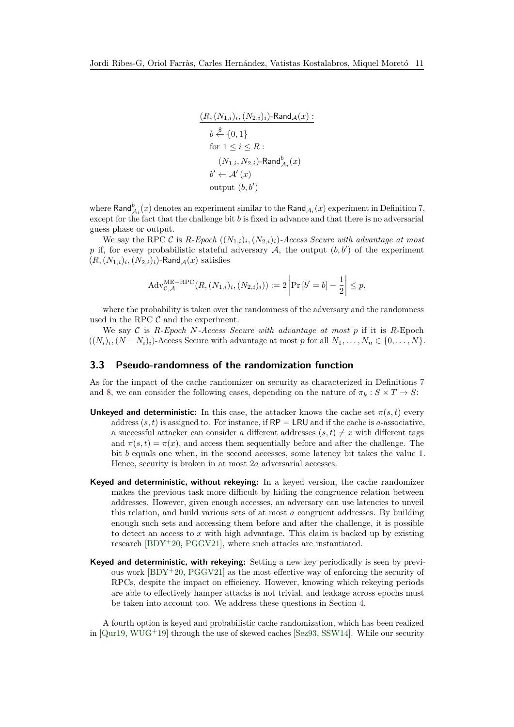$$
\begin{array}{l}
\underline{(R, (N_{1,i})_i, (N_{2,i})_i)\text{-}\mathsf{Rand}_{\mathcal{A}}(x):} \\
\quad b \xleftarrow{\$} \{0,1\} \\
\quad \text{for } 1 \le i \le R: \\
\quad\quad (N_{1,i}, N_{2,i})\text{-}\mathsf{Rand}^b_{\mathcal{A}_i}(x) \\
\quad b' \leftarrow \mathcal{A}'(x) \\
\quad \text{output } (b, b')
\end{array}
$$

where $\mathsf{Rand}^b_{\mathcal{A}_i}(x)$ denotes an experiment similar to the $\mathsf{Rand}_{\mathcal{A}_i}(x)$ experiment in Definition 7, except for the fact that the challenge bit $b$ is fixed in advance and that there is no adversarial guess phase or output.

We say the RPC $\mathcal{C}$ is *$R$-Epoch $((N_{1,i})_i, (N_{2,i})_i)$-Access Secure with advantage at most $p$* if, for every probabilistic stateful adversary $\mathcal{A}$, the output $(b, b')$ of the experiment $(R, (N_{1,i})_i, (N_{2,i})_i)$-$\mathsf{Rand}_{\mathcal{A}}(x)$ satisfies

$$
\mathrm{Adv}^{\mathrm{ME-RPC}}_{\mathcal{C},\mathcal{A}}(R, (N_{1,i})_i, (N_{2,i})_i)) := 2\left|\Pr\left[b' = b\right] - \frac{1}{2}\right| \le p,
$$

where the probability is taken over the randomness of the adversary and the randomness used in the RPC $\mathcal{C}$ and the experiment.

We say $\mathcal{C}$ is *$R$-Epoch $N$-Access Secure with advantage at most $p$* if it is $R$-Epoch $((N_i)_i, (N - N_i)_i)$-Access Secure with advantage at most $p$ for all $N_1, \ldots, N_n \in \{0, \ldots, N\}$.

### 3.3 Pseudo-randomness of the randomization function

As for the impact of the cache randomizer on security as characterized in Definitions 7 and 8, we can consider the following cases, depending on the nature of $\pi_k : S \times T \to S$:

**Unkeyed and deterministic:** In this case, the attacker knows the cache set $\pi(s, t)$ every address $(s, t)$ is assigned to. For instance, if $\mathsf{RP} = \mathsf{LRU}$ and if the cache is $a$-associative, a successful attacker can consider $a$ different addresses $(s, t) \neq x$ with different tags and $\pi(s, t) = \pi(x)$, and access them sequentially before and after the challenge. The bit $b$ equals one when, in the second accesses, some latency bit takes the value 1. Hence, security is broken in at most $2a$ adversarial accesses.

**Keyed and deterministic, without rekeying:** In a keyed version, the cache randomizer makes the previous task more difficult by hiding the congruence relation between addresses. However, given enough accesses, an adversary can use latencies to unveil this relation, and build various sets of at most $a$ congruent addresses. By building enough such sets and accessing them before and after the challenge, it is possible to detect an access to $x$ with high advantage. This claim is backed up by existing research [BDY+20, PGGV21], where such attacks are instantiated.

**Keyed and deterministic, with rekeying:** Setting a new key periodically is seen by previous work [BDY+20, PGGV21] as the most effective way of enforcing the security of RPCs, despite the impact on efficiency. However, knowing which rekeying periods are able to effectively hamper attacks is not trivial, and leakage across epochs must be taken into account too. We address these questions in Section 4.

A fourth option is keyed and probabilistic cache randomization, which has been realized in [Qur19, WUG+19] through the use of skewed caches [Sez93, SSW14]. While our security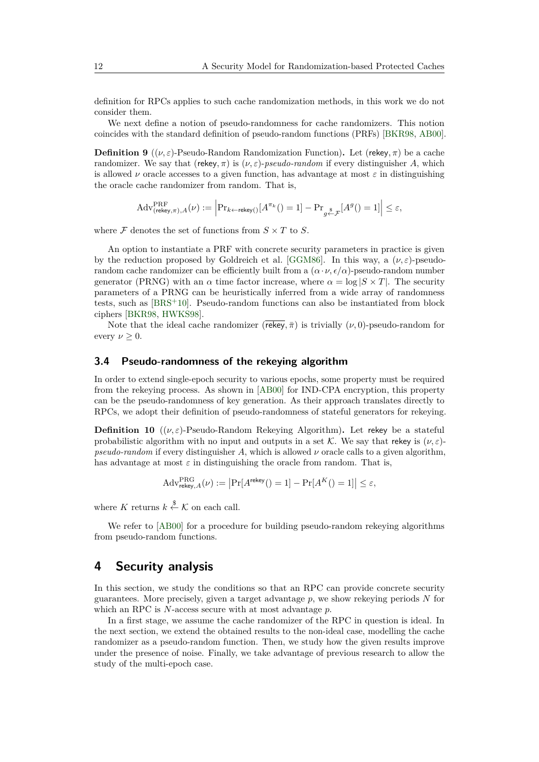definition for RPCs applies to such cache randomization methods, in this work we do not consider them.

We next define a notion of pseudo-randomness for cache randomizers. This notion coincides with the standard definition of pseudo-random functions (PRFs) [BKR98, AB00].

**Definition 9** (($\nu, \varepsilon$)-Pseudo-Random Randomization Function)**.** Let $(\mathsf{rekey}, \pi)$ be a cache randomizer. We say that $(\mathsf{rekey}, \pi)$ is $(\nu, \varepsilon)$-*pseudo-random* if every distinguisher $A$, which is allowed $\nu$ oracle accesses to a given function, has advantage at most $\varepsilon$ in distinguishing the oracle cache randomizer from random. That is,

$$\mathrm{Adv}^{\mathrm{PRF}}_{(\mathsf{rekey},\pi),A}(\nu) := \left|\Pr_{k \leftarrow \mathsf{rekey}()}[A^{\pi_k}() = 1] - \Pr_{g \xleftarrow{\$} \mathcal{F}}[A^{g}() = 1]\right| \leq \varepsilon,$$

where $\mathcal{F}$ denotes the set of functions from $S \times T$ to $S$.

An option to instantiate a PRF with concrete security parameters in practice is given by the reduction proposed by Goldreich et al. [GGM86]. In this way, a $(\nu, \varepsilon)$-pseudo-random cache randomizer can be efficiently built from a $(\alpha \cdot \nu, \epsilon/\alpha)$-pseudo-random number generator (PRNG) with an $\alpha$ time factor increase, where $\alpha = \log|S \times T|$. The security parameters of a PRNG can be heuristically inferred from a wide array of randomness tests, such as [BRS+10]. Pseudo-random functions can also be instantiated from block ciphers [BKR98, HWKS98].

Note that the ideal cache randomizer $(\overline{\mathsf{rekey}}, \bar{\pi})$ is trivially $(\nu, 0)$-pseudo-random for every $\nu \geq 0$.

### 3.4 Pseudo-randomness of the rekeying algorithm

In order to extend single-epoch security to various epochs, some property must be required from the rekeying process. As shown in [AB00] for IND-CPA encryption, this property can be the pseudo-randomness of key generation. As their approach translates directly to RPCs, we adopt their definition of pseudo-randomness of stateful generators for rekeying.

**Definition 10** (($\nu, \varepsilon$)-Pseudo-Random Rekeying Algorithm)**.** Let $\mathsf{rekey}$ be a stateful probabilistic algorithm with no input and outputs in a set $\mathcal{K}$. We say that $\mathsf{rekey}$ is $(\nu, \varepsilon)$-*pseudo-random* if every distinguisher $A$, which is allowed $\nu$ oracle calls to a given algorithm, has advantage at most $\varepsilon$ in distinguishing the oracle from random. That is,

$$\mathrm{Adv}^{\mathrm{PRG}}_{\mathsf{rekey},A}(\nu) := \left|\Pr[A^{\mathsf{rekey}}() = 1] - \Pr[A^{K}() = 1]\right| \leq \varepsilon,$$

where $K$ returns $k \xleftarrow{\$} \mathcal{K}$ on each call.

We refer to [AB00] for a procedure for building pseudo-random rekeying algorithms from pseudo-random functions.

## 4 Security analysis

In this section, we study the conditions so that an RPC can provide concrete security guarantees. More precisely, given a target advantage $p$, we show rekeying periods $N$ for which an RPC is $N$-access secure with at most advantage $p$.

In a first stage, we assume the cache randomizer of the RPC in question is ideal. In the next section, we extend the obtained results to the non-ideal case, modelling the cache randomizer as a pseudo-random function. Then, we study how the given results improve under the presence of noise. Finally, we take advantage of previous research to allow the study of the multi-epoch case.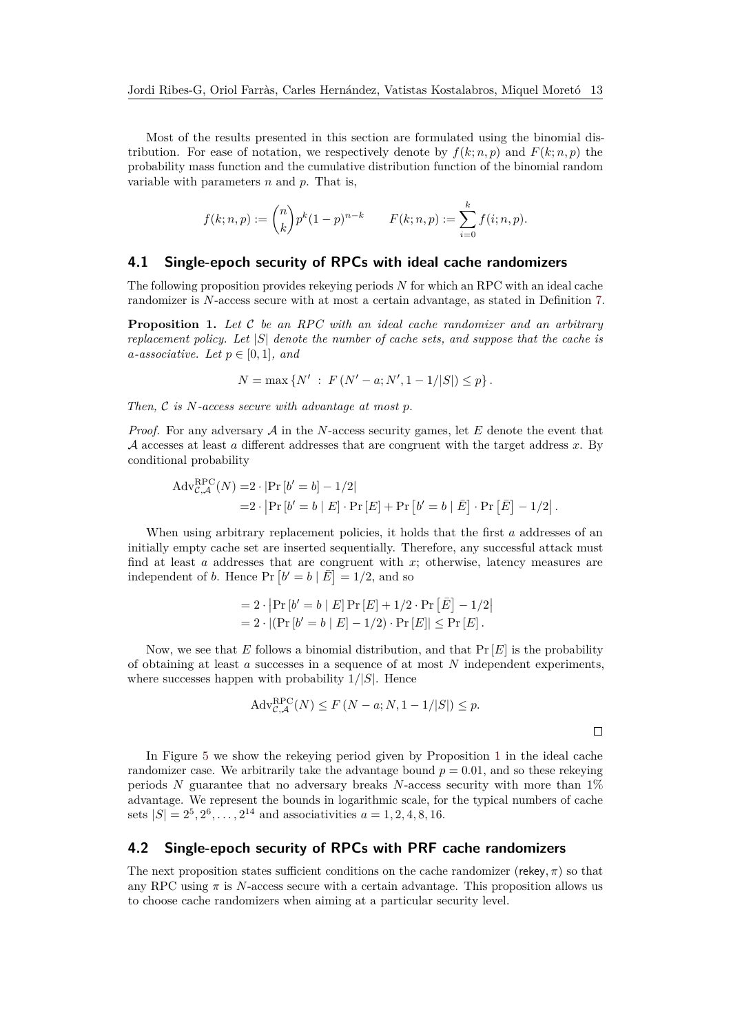Most of the results presented in this section are formulated using the binomial distribution. For ease of notation, we respectively denote by $f(k; n, p)$ and $F(k; n, p)$ the probability mass function and the cumulative distribution function of the binomial random variable with parameters $n$ and $p$. That is,

$$f(k; n, p) := \binom{n}{k} p^k (1-p)^{n-k} \qquad F(k; n, p) := \sum_{i=0}^{k} f(i; n, p).$$

## 4.1 Single-epoch security of RPCs with ideal cache randomizers

The following proposition provides rekeying periods $N$ for which an RPC with an ideal cache randomizer is $N$-access secure with at most a certain advantage, as stated in Definition 7.

**Proposition 1.** *Let $\mathcal{C}$ be an RPC with an ideal cache randomizer and an arbitrary replacement policy. Let $|S|$ denote the number of cache sets, and suppose that the cache is $a$-associative. Let $p \in [0, 1]$, and*

$$N = \max \{ N' \ : \ F(N' - a; N', 1 - 1/|S|) \leq p \}.$$

*Then, $\mathcal{C}$ is $N$-access secure with advantage at most $p$.*

*Proof.* For any adversary $\mathcal{A}$ in the $N$-access security games, let $E$ denote the event that $\mathcal{A}$ accesses at least $a$ different addresses that are congruent with the target address $x$. By conditional probability

$$\begin{aligned}
\mathrm{Adv}^{\mathrm{RPC}}_{\mathcal{C},\mathcal{A}}(N) =& 2 \cdot |\Pr[b' = b] - 1/2| \\
=& 2 \cdot \left| \Pr[b' = b \mid E] \cdot \Pr[E] + \Pr\left[b' = b \mid \bar{E}\right] \cdot \Pr\left[\bar{E}\right] - 1/2 \right|.
\end{aligned}$$

When using arbitrary replacement policies, it holds that the first $a$ addresses of an initially empty cache set are inserted sequentially. Therefore, any successful attack must find at least $a$ addresses that are congruent with $x$; otherwise, latency measures are independent of $b$. Hence $\Pr\left[b' = b \mid \bar{E}\right] = 1/2$, and so

$$\begin{aligned}
&= 2 \cdot \left| \Pr[b' = b \mid E] \Pr[E] + 1/2 \cdot \Pr\left[\bar{E}\right] - 1/2 \right| \\
&= 2 \cdot |(\Pr[b' = b \mid E] - 1/2) \cdot \Pr[E]| \leq \Pr[E].
\end{aligned}$$

Now, we see that $E$ follows a binomial distribution, and that $\Pr[E]$ is the probability of obtaining at least $a$ successes in a sequence of at most $N$ independent experiments, where successes happen with probability $1/|S|$. Hence

$$\mathrm{Adv}^{\mathrm{RPC}}_{\mathcal{C},\mathcal{A}}(N) \leq F(N - a; N, 1 - 1/|S|) \leq p.$$

□

In Figure 5 we show the rekeying period given by Proposition 1 in the ideal cache randomizer case. We arbitrarily take the advantage bound $p = 0.01$, and so these rekeying periods $N$ guarantee that no adversary breaks $N$-access security with more than 1% advantage. We represent the bounds in logarithmic scale, for the typical numbers of cache sets $|S| = 2^5, 2^6, \ldots, 2^{14}$ and associativities $a = 1, 2, 4, 8, 16$.

## 4.2 Single-epoch security of RPCs with PRF cache randomizers

The next proposition states sufficient conditions on the cache randomizer $(\mathsf{rekey}, \pi)$ so that any RPC using $\pi$ is $N$-access secure with a certain advantage. This proposition allows us to choose cache randomizers when aiming at a particular security level.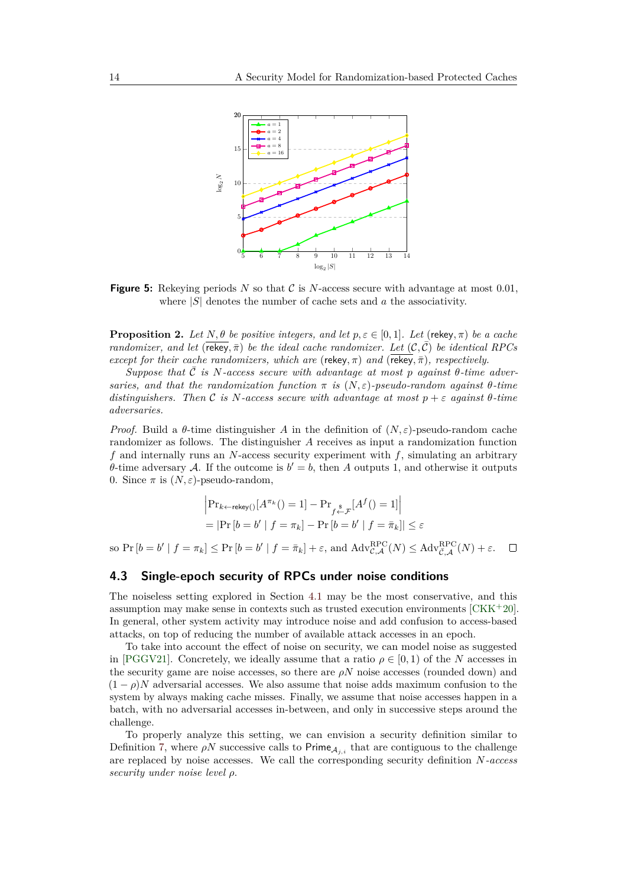**Figure 5:** Rekeying periods $N$ so that $\mathcal{C}$ is $N$-access secure with advantage at most 0.01, where $|S|$ denotes the number of cache sets and $a$ the associativity.

**Proposition 2.** *Let $N, \theta$ be positive integers, and let $p, \varepsilon \in [0,1]$. Let $(\mathsf{rekey}, \pi)$ be a cache randomizer, and let $(\overline{\mathsf{rekey}}, \bar{\pi})$ be the ideal cache randomizer. Let $(\mathcal{C}, \bar{\mathcal{C}})$ be identical RPCs except for their cache randomizers, which are $(\mathsf{rekey}, \pi)$ and $(\overline{\mathsf{rekey}}, \bar{\pi})$, respectively.*

*Suppose that $\bar{\mathcal{C}}$ is $N$-access secure with advantage at most $p$ against $\theta$-time adversaries, and that the randomization function $\pi$ is $(N, \varepsilon)$-pseudo-random against $\theta$-time distinguishers. Then $\mathcal{C}$ is $N$-access secure with advantage at most $p + \varepsilon$ against $\theta$-time adversaries.*

*Proof.* Build a $\theta$-time distinguisher $A$ in the definition of $(N, \varepsilon)$-pseudo-random cache randomizer as follows. The distinguisher $A$ receives as input a randomization function $f$ and internally runs an $N$-access security experiment with $f$, simulating an arbitrary $\theta$-time adversary $\mathcal{A}$. If the outcome is $b' = b$, then $A$ outputs 1, and otherwise it outputs 0. Since $\pi$ is $(N, \varepsilon)$-pseudo-random,

$$
\begin{aligned}
&\left|\Pr_{k \leftarrow \mathsf{rekey}()}[A^{\pi_k}() = 1] - \Pr_{f \xleftarrow{\$} \mathcal{F}}[A^f() = 1]\right| \\
&= \left|\Pr\left[b = b' \mid f = \pi_k\right] - \Pr\left[b = b' \mid f = \bar{\pi}_k\right]\right| \leq \varepsilon
\end{aligned}
$$

so $\Pr\left[b = b' \mid f = \pi_k\right] \leq \Pr\left[b = b' \mid f = \bar{\pi}_k\right] + \varepsilon$, and $\mathrm{Adv}^{\mathrm{RPC}}_{\mathcal{C},\mathcal{A}}(N) \leq \mathrm{Adv}^{\mathrm{RPC}}_{\bar{\mathcal{C}},\mathcal{A}}(N) + \varepsilon$. $\square$

## 4.3 Single-epoch security of RPCs under noise conditions

The noiseless setting explored in Section 4.1 may be the most conservative, and this assumption may make sense in contexts such as trusted execution environments [CKK+20]. In general, other system activity may introduce noise and add confusion to access-based attacks, on top of reducing the number of available attack accesses in an epoch.

To take into account the effect of noise on security, we can model noise as suggested in [PGGV21]. Concretely, we ideally assume that a ratio $\rho \in [0, 1)$ of the $N$ accesses in the security game are noise accesses, so there are $\rho N$ noise accesses (rounded down) and $(1 - \rho)N$ adversarial accesses. We also assume that noise adds maximum confusion to the system by always making cache misses. Finally, we assume that noise accesses happen in a batch, with no adversarial accesses in-between, and only in successive steps around the challenge.

To properly analyze this setting, we can envision a security definition similar to Definition 7, where $\rho N$ successive calls to $\mathsf{Prime}_{\mathcal{A}_{j,i}}$ that are contiguous to the challenge are replaced by noise accesses. We call the corresponding security definition *$N$-access security under noise level $\rho$*.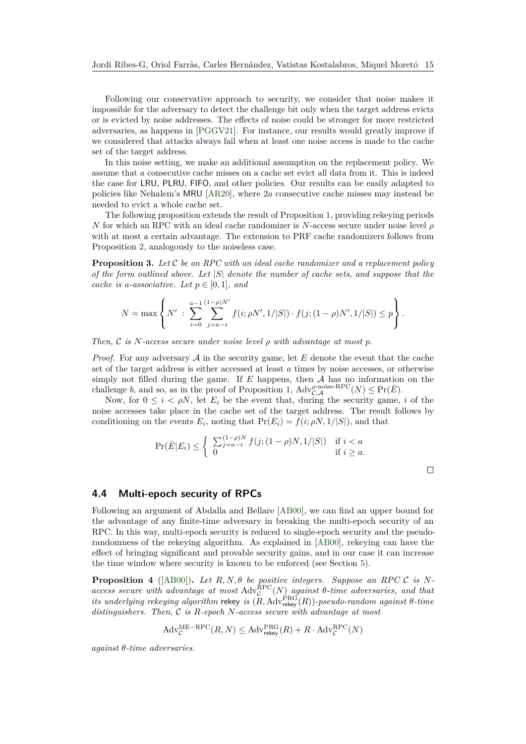Following our conservative approach to security, we consider that noise makes it impossible for the adversary to detect the challenge bit only when the target address evicts or is evicted by noise addresses. The effects of noise could be stronger for more restricted adversaries, as happens in [PGGV21]. For instance, our results would greatly improve if we considered that attacks always fail when at least one noise access is made to the cache set of the target address.

In this noise setting, we make an additional assumption on the replacement policy. We assume that $a$ consecutive cache misses on a cache set evict all data from it. This is indeed the case for LRU, PLRU, FIFO, and other policies. Our results can be easily adapted to policies like Nehalem's MRU [AR20], where $2a$ consecutive cache misses may instead be needed to evict a whole cache set.

The following proposition extends the result of Proposition 1, providing rekeying periods $N$ for which an RPC with an ideal cache randomizer is $N$-access secure under noise level $\rho$ with at most a certain advantage. The extension to PRF cache randomizers follows from Proposition 2, analogously to the noiseless case.

**Proposition 3.** *Let $\mathcal{C}$ be an RPC with an ideal cache randomizer and a replacement policy of the form outlined above. Let $|S|$ denote the number of cache sets, and suppose that the cache is $a$-associative. Let $p \in [0,1]$, and*

$$N = \max \left\{ N' \ : \ \sum_{i=0}^{a-1} \sum_{j=a-i}^{(1-\rho)N'} f(i; \rho N', 1/|S|) \cdot f(j; (1-\rho)N', 1/|S|) \leq p \right\}.$$

*Then, $\mathcal{C}$ is $N$-access secure under noise level $\rho$ with advantage at most $p$.*

*Proof.* For any adversary $\mathcal{A}$ in the security game, let $E$ denote the event that the cache set of the target address is either accessed at least $a$ times by noise accesses, or otherwise simply not filled during the game. If $E$ happens, then $\mathcal{A}$ has no information on the challenge $b$, and so, as in the proof of Proposition 1, $\mathrm{Adv}_{\mathcal{C},\mathcal{A}}^{\rho\text{-noise-RPC}}(N) \leq \Pr(\bar{E})$.

Now, for $0 \leq i < \rho N$, let $E_i$ be the event that, during the security game, $i$ of the noise accesses take place in the cache set of the target address. The result follows by conditioning on the events $E_i$, noting that $\Pr(E_i) = f(i; \rho N, 1/|S|)$, and that

$$\Pr(\bar{E}|E_i) \leq \begin{cases} \sum_{j=a-i}^{(1-\rho)N} f(j; (1-\rho)N, 1/|S|) & \text{if } i < a \\ 0 & \text{if } i \geq a. \end{cases}$$

□

## 4.4 Multi-epoch security of RPCs

Following an argument of Abdalla and Bellare [AB00], we can find an upper bound for the advantage of any finite-time adversary in breaking the multi-epoch security of an RPC. In this way, multi-epoch security is reduced to single-epoch security and the pseudo-randomness of the rekeying algorithm. As explained in [AB00], rekeying can have the effect of bringing significant and provable security gains, and in our case it can increase the time window where security is known to be enforced (see Section 5).

**Proposition 4** ([AB00])**.** *Let $R, N, \theta$ be positive integers. Suppose an RPC $\mathcal{C}$ is $N$-access secure with advantage at most $\mathrm{Adv}_{\mathcal{C}}^{\mathrm{RPC}}(N)$ against $\theta$-time adversaries, and that its underlying rekeying algorithm* rekey *is $(R, \mathrm{Adv}_{\mathsf{rekey}}^{\mathrm{PRG}}(R))$-pseudo-random against $\theta$-time distinguishers. Then, $\mathcal{C}$ is $R$-epoch $N$-access secure with advantage at most*

$$\mathrm{Adv}_{\mathcal{C}}^{\mathrm{ME-RPC}}(R, N) \leq \mathrm{Adv}_{\mathsf{rekey}}^{\mathrm{PRG}}(R) + R \cdot \mathrm{Adv}_{\mathcal{C}}^{\mathrm{RPC}}(N)$$

*against $\theta$-time adversaries.*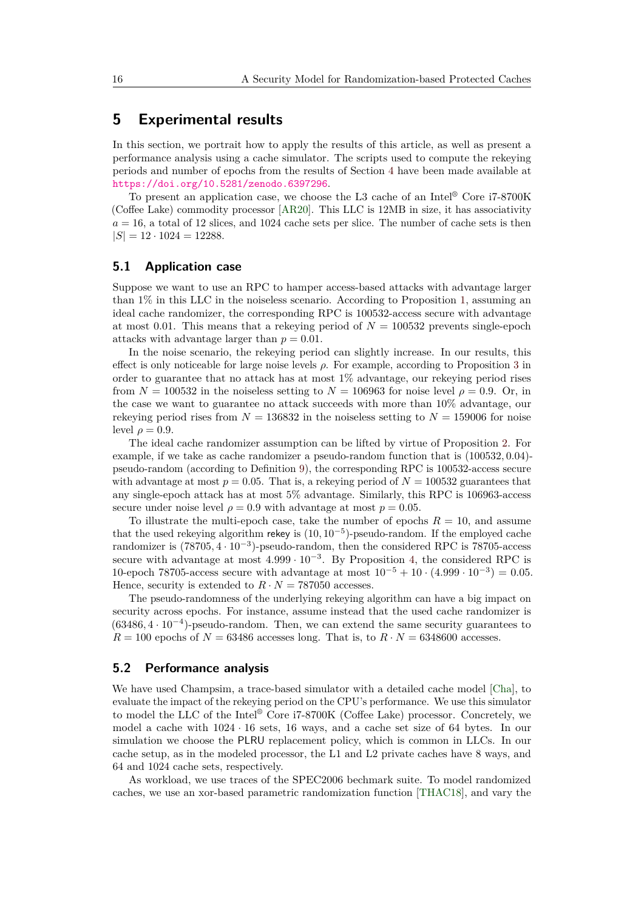# 5 Experimental results

In this section, we portrait how to apply the results of this article, as well as present a performance analysis using a cache simulator. The scripts used to compute the rekeying periods and number of epochs from the results of Section 4 have been made available at https://doi.org/10.5281/zenodo.6397296.

To present an application case, we choose the L3 cache of an Intel® Core i7-8700K (Coffee Lake) commodity processor [AR20]. This LLC is 12MB in size, it has associativity $a = 16$, a total of 12 slices, and 1024 cache sets per slice. The number of cache sets is then $|S| = 12 \cdot 1024 = 12288$.

## 5.1 Application case

Suppose we want to use an RPC to hamper access-based attacks with advantage larger than 1% in this LLC in the noiseless scenario. According to Proposition 1, assuming an ideal cache randomizer, the corresponding RPC is 100532-access secure with advantage at most 0.01. This means that a rekeying period of $N = 100532$ prevents single-epoch attacks with advantage larger than $p = 0.01$.

In the noise scenario, the rekeying period can slightly increase. In our results, this effect is only noticeable for large noise levels $\rho$. For example, according to Proposition 3 in order to guarantee that no attack has at most 1% advantage, our rekeying period rises from $N = 100532$ in the noiseless setting to $N = 106963$ for noise level $\rho = 0.9$. Or, in the case we want to guarantee no attack succeeds with more than 10% advantage, our rekeying period rises from $N = 136832$ in the noiseless setting to $N = 159006$ for noise level $\rho = 0.9$.

The ideal cache randomizer assumption can be lifted by virtue of Proposition 2. For example, if we take as cache randomizer a pseudo-random function that is $(100532, 0.04)$-pseudo-random (according to Definition 9), the corresponding RPC is 100532-access secure with advantage at most $p = 0.05$. That is, a rekeying period of $N = 100532$ guarantees that any single-epoch attack has at most 5% advantage. Similarly, this RPC is 106963-access secure under noise level $\rho = 0.9$ with advantage at most $p = 0.05$.

To illustrate the multi-epoch case, take the number of epochs $R = 10$, and assume that the used rekeying algorithm $\mathsf{rekey}$ is $(10, 10^{-5})$-pseudo-random. If the employed cache randomizer is $(78705, 4 \cdot 10^{-3})$-pseudo-random, then the considered RPC is 78705-access secure with advantage at most $4.999 \cdot 10^{-3}$. By Proposition 4, the considered RPC is 10-epoch 78705-access secure with advantage at most $10^{-5} + 10 \cdot (4.999 \cdot 10^{-3}) = 0.05$. Hence, security is extended to $R \cdot N = 787050$ accesses.

The pseudo-randomness of the underlying rekeying algorithm can have a big impact on security across epochs. For instance, assume instead that the used cache randomizer is $(63486, 4 \cdot 10^{-4})$-pseudo-random. Then, we can extend the same security guarantees to $R = 100$ epochs of $N = 63486$ accesses long. That is, to $R \cdot N = 6348600$ accesses.

## 5.2 Performance analysis

We have used Champsim, a trace-based simulator with a detailed cache model [Cha], to evaluate the impact of the rekeying period on the CPU's performance. We use this simulator to model the LLC of the Intel® Core i7-8700K (Coffee Lake) processor. Concretely, we model a cache with $1024 \cdot 16$ sets, 16 ways, and a cache set size of 64 bytes. In our simulation we choose the PLRU replacement policy, which is common in LLCs. In our cache setup, as in the modeled processor, the L1 and L2 private caches have 8 ways, and 64 and 1024 cache sets, respectively.

As workload, we use traces of the SPEC2006 bechmark suite. To model randomized caches, we use an xor-based parametric randomization function [THAC18], and vary the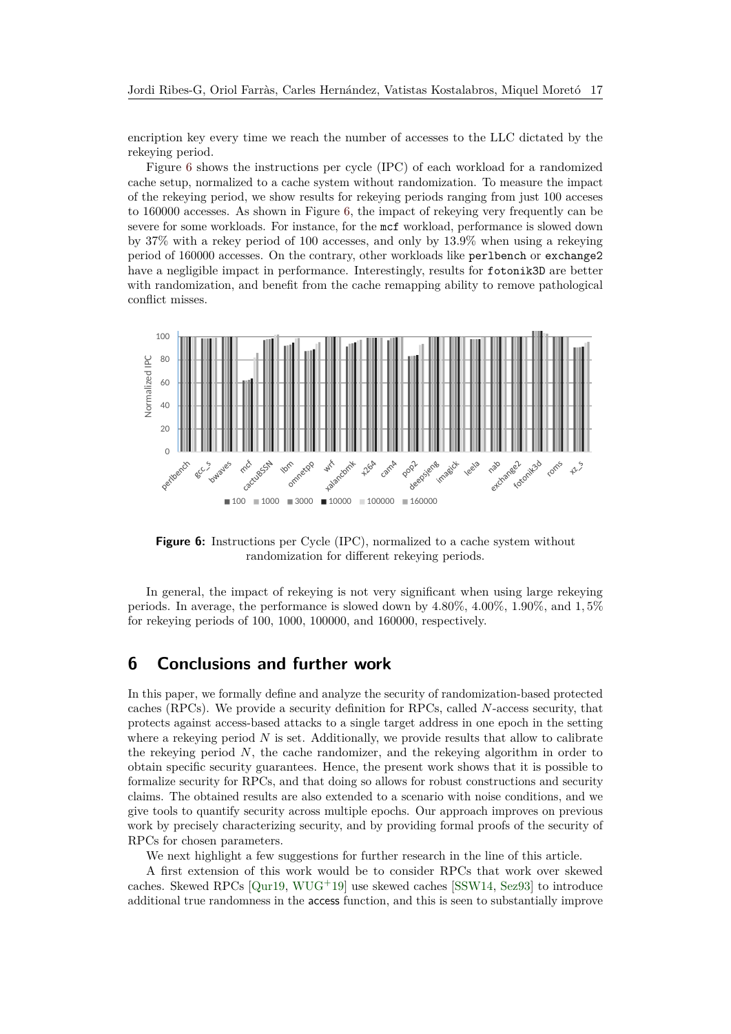encription key every time we reach the number of accesses to the LLC dictated by the rekeying period.

Figure 6 shows the instructions per cycle (IPC) of each workload for a randomized cache setup, normalized to a cache system without randomization. To measure the impact of the rekeying period, we show results for rekeying periods ranging from just 100 acceses to 160000 accesses. As shown in Figure 6, the impact of rekeying very frequently can be severe for some workloads. For instance, for the `mcf` workload, performance is slowed down by 37% with a rekey period of 100 accesses, and only by 13.9% when using a rekeying period of 160000 accesses. On the contrary, other workloads like `perlbench` or `exchange2` have a negligible impact in performance. Interestingly, results for `fotonik3D` are better with randomization, and benefit from the cache remapping ability to remove pathological conflict misses.

**Figure 6:** Instructions per Cycle (IPC), normalized to a cache system without randomization for different rekeying periods.

In general, the impact of rekeying is not very significant when using large rekeying periods. In average, the performance is slowed down by 4.80%, 4.00%, 1.90%, and 1,5% for rekeying periods of 100, 1000, 100000, and 160000, respectively.

# 6 Conclusions and further work

In this paper, we formally define and analyze the security of randomization-based protected caches (RPCs). We provide a security definition for RPCs, called $N$-access security, that protects against access-based attacks to a single target address in one epoch in the setting where a rekeying period $N$ is set. Additionally, we provide results that allow to calibrate the rekeying period $N$, the cache randomizer, and the rekeying algorithm in order to obtain specific security guarantees. Hence, the present work shows that it is possible to formalize security for RPCs, and that doing so allows for robust constructions and security claims. The obtained results are also extended to a scenario with noise conditions, and we give tools to quantify security across multiple epochs. Our approach improves on previous work by precisely characterizing security, and by providing formal proofs of the security of RPCs for chosen parameters.

We next highlight a few suggestions for further research in the line of this article.

A first extension of this work would be to consider RPCs that work over skewed caches. Skewed RPCs [Qur19, WUG+19] use skewed caches [SSW14, Sez93] to introduce additional true randomness in the access function, and this is seen to substantially improve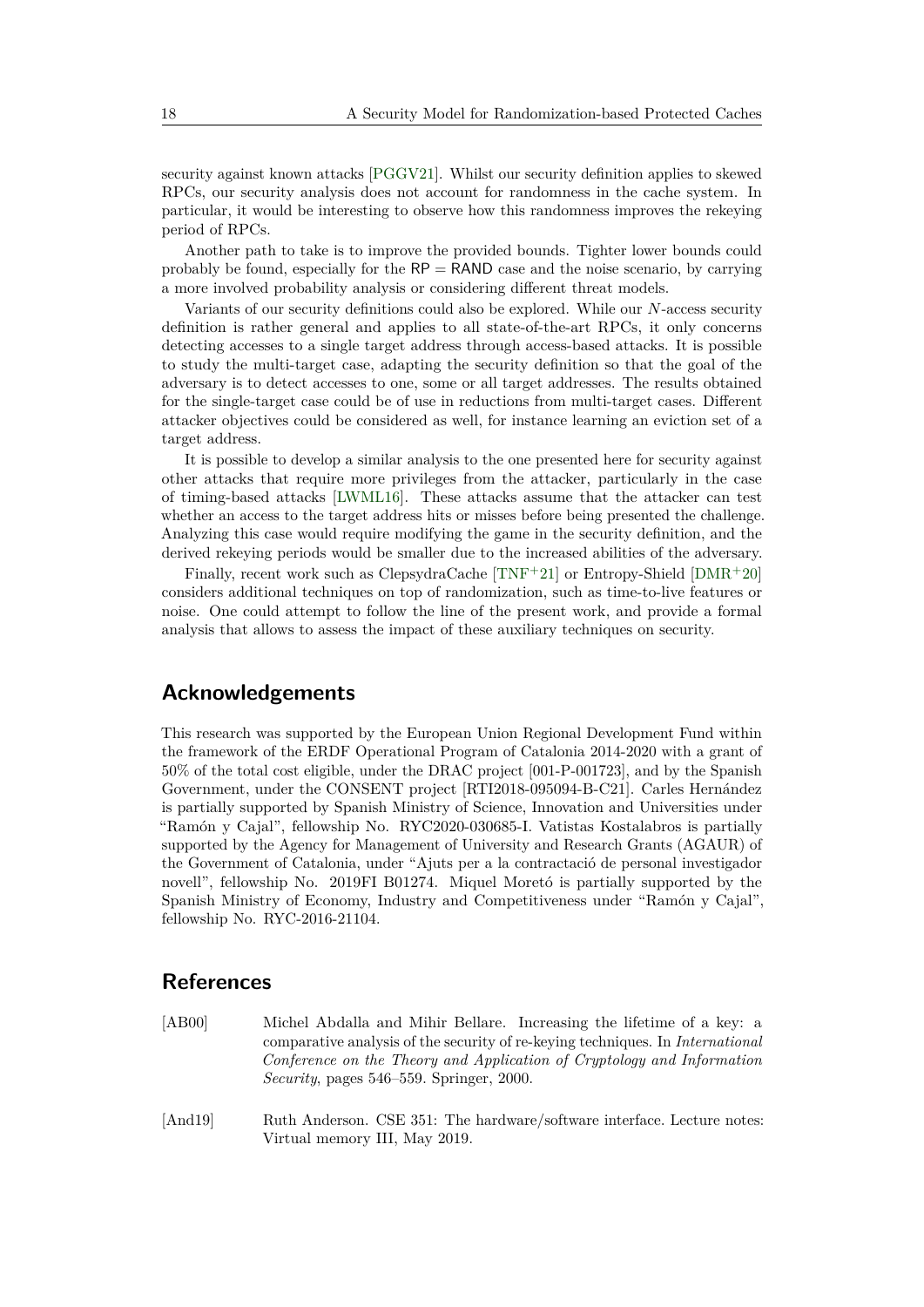security against known attacks [PGGV21]. Whilst our security definition applies to skewed RPCs, our security analysis does not account for randomness in the cache system. In particular, it would be interesting to observe how this randomness improves the rekeying period of RPCs.

Another path to take is to improve the provided bounds. Tighter lower bounds could probably be found, especially for the $\mathsf{RP} = \mathsf{RAND}$ case and the noise scenario, by carrying a more involved probability analysis or considering different threat models.

Variants of our security definitions could also be explored. While our $N$-access security definition is rather general and applies to all state-of-the-art RPCs, it only concerns detecting accesses to a single target address through access-based attacks. It is possible to study the multi-target case, adapting the security definition so that the goal of the adversary is to detect accesses to one, some or all target addresses. The results obtained for the single-target case could be of use in reductions from multi-target cases. Different attacker objectives could be considered as well, for instance learning an eviction set of a target address.

It is possible to develop a similar analysis to the one presented here for security against other attacks that require more privileges from the attacker, particularly in the case of timing-based attacks [LWML16]. These attacks assume that the attacker can test whether an access to the target address hits or misses before being presented the challenge. Analyzing this case would require modifying the game in the security definition, and the derived rekeying periods would be smaller due to the increased abilities of the adversary.

Finally, recent work such as ClepsydraCache [TNF+21] or Entropy-Shield [DMR+20] considers additional techniques on top of randomization, such as time-to-live features or noise. One could attempt to follow the line of the present work, and provide a formal analysis that allows to assess the impact of these auxiliary techniques on security.

## Acknowledgements

This research was supported by the European Union Regional Development Fund within the framework of the ERDF Operational Program of Catalonia 2014-2020 with a grant of 50% of the total cost eligible, under the DRAC project [001-P-001723], and by the Spanish Government, under the CONSENT project [RTI2018-095094-B-C21]. Carles Hernández is partially supported by Spanish Ministry of Science, Innovation and Universities under "Ramón y Cajal", fellowship No. RYC2020-030685-I. Vatistas Kostalabros is partially supported by the Agency for Management of University and Research Grants (AGAUR) of the Government of Catalonia, under "Ajuts per a la contractació de personal investigador novell", fellowship No. 2019FI B01274. Miquel Moretó is partially supported by the Spanish Ministry of Economy, Industry and Competitiveness under "Ramón y Cajal", fellowship No. RYC-2016-21104.

## References

[AB00] Michel Abdalla and Mihir Bellare. Increasing the lifetime of a key: a comparative analysis of the security of re-keying techniques. In *International Conference on the Theory and Application of Cryptology and Information Security*, pages 546–559. Springer, 2000.

[And19] Ruth Anderson. CSE 351: The hardware/software interface. Lecture notes: Virtual memory III, May 2019.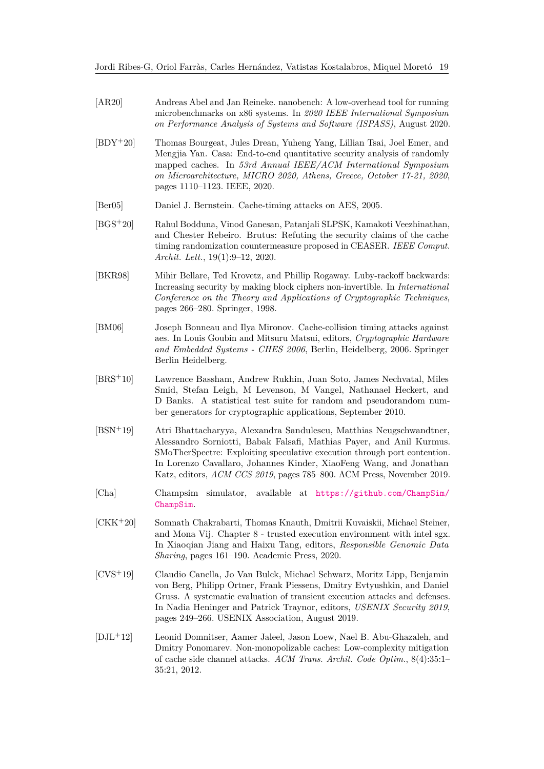[AR20] Andreas Abel and Jan Reineke. nanobench: A low-overhead tool for running microbenchmarks on x86 systems. In *2020 IEEE International Symposium on Performance Analysis of Systems and Software (ISPASS)*, August 2020.

[BDY+20] Thomas Bourgeat, Jules Drean, Yuheng Yang, Lillian Tsai, Joel Emer, and Mengjia Yan. Casa: End-to-end quantitative security analysis of randomly mapped caches. In *53rd Annual IEEE/ACM International Symposium on Microarchitecture, MICRO 2020, Athens, Greece, October 17-21, 2020*, pages 1110–1123. IEEE, 2020.

[Ber05] Daniel J. Bernstein. Cache-timing attacks on AES, 2005.

[BGS+20] Rahul Bodduna, Vinod Ganesan, Patanjali SLPSK, Kamakoti Veezhinathan, and Chester Rebeiro. Brutus: Refuting the security claims of the cache timing randomization countermeasure proposed in CEASER. *IEEE Comput. Archit. Lett.*, 19(1):9–12, 2020.

[BKR98] Mihir Bellare, Ted Krovetz, and Phillip Rogaway. Luby-rackoff backwards: Increasing security by making block ciphers non-invertible. In *International Conference on the Theory and Applications of Cryptographic Techniques*, pages 266–280. Springer, 1998.

[BM06] Joseph Bonneau and Ilya Mironov. Cache-collision timing attacks against aes. In Louis Goubin and Mitsuru Matsui, editors, *Cryptographic Hardware and Embedded Systems - CHES 2006*, Berlin, Heidelberg, 2006. Springer Berlin Heidelberg.

[BRS+10] Lawrence Bassham, Andrew Rukhin, Juan Soto, James Nechvatal, Miles Smid, Stefan Leigh, M Levenson, M Vangel, Nathanael Heckert, and D Banks. A statistical test suite for random and pseudorandom number generators for cryptographic applications, September 2010.

[BSN+19] Atri Bhattacharyya, Alexandra Sandulescu, Matthias Neugschwandtner, Alessandro Sorniotti, Babak Falsafi, Mathias Payer, and Anil Kurmus. SMoTherSpectre: Exploiting speculative execution through port contention. In Lorenzo Cavallaro, Johannes Kinder, XiaoFeng Wang, and Jonathan Katz, editors, *ACM CCS 2019*, pages 785–800. ACM Press, November 2019.

[Cha] Champsim simulator, available at https://github.com/ChampSim/ChampSim.

[CKK+20] Somnath Chakrabarti, Thomas Knauth, Dmitrii Kuvaiskii, Michael Steiner, and Mona Vij. Chapter 8 - trusted execution environment with intel sgx. In Xiaoqian Jiang and Haixu Tang, editors, *Responsible Genomic Data Sharing*, pages 161–190. Academic Press, 2020.

[CVS+19] Claudio Canella, Jo Van Bulck, Michael Schwarz, Moritz Lipp, Benjamin von Berg, Philipp Ortner, Frank Piessens, Dmitry Evtyushkin, and Daniel Gruss. A systematic evaluation of transient execution attacks and defenses. In Nadia Heninger and Patrick Traynor, editors, *USENIX Security 2019*, pages 249–266. USENIX Association, August 2019.

[DJL+12] Leonid Domnitser, Aamer Jaleel, Jason Loew, Nael B. Abu-Ghazaleh, and Dmitry Ponomarev. Non-monopolizable caches: Low-complexity mitigation of cache side channel attacks. *ACM Trans. Archit. Code Optim.*, 8(4):35:1–35:21, 2012.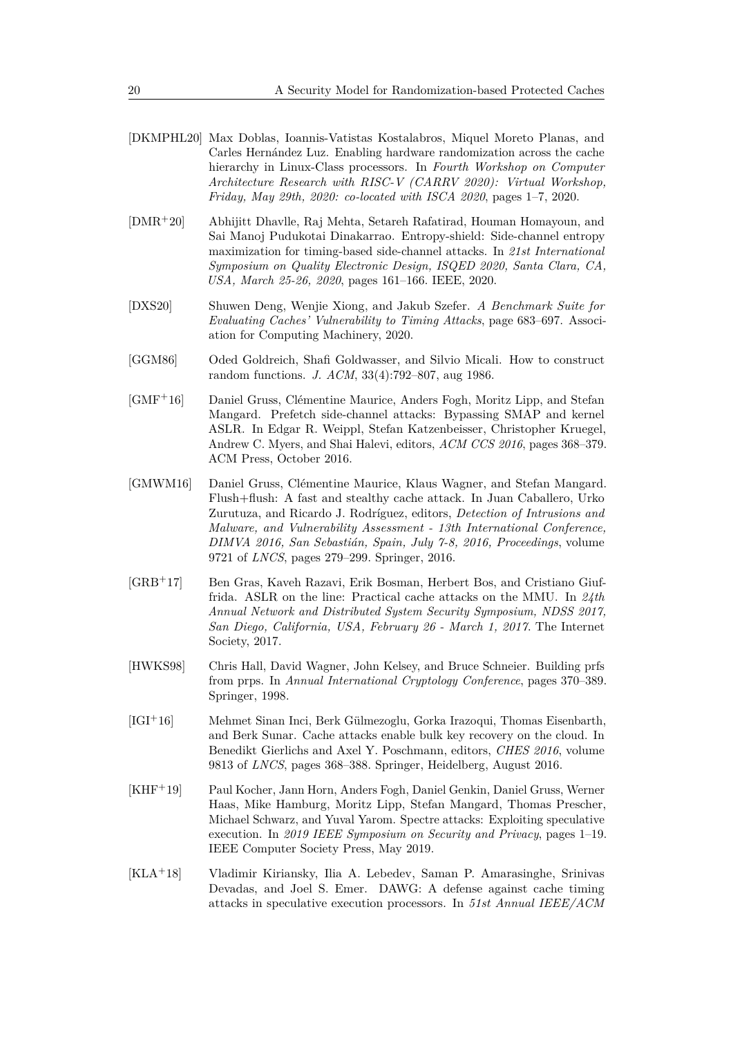[DKMPHL20] Max Doblas, Ioannis-Vatistas Kostalabros, Miquel Moreto Planas, and Carles Hernández Luz. Enabling hardware randomization across the cache hierarchy in Linux-Class processors. In *Fourth Workshop on Computer Architecture Research with RISC-V (CARRV 2020): Virtual Workshop, Friday, May 29th, 2020: co-located with ISCA 2020*, pages 1–7, 2020.

[DMR+20] Abhijitt Dhavlle, Raj Mehta, Setareh Rafatirad, Houman Homayoun, and Sai Manoj Pudukotai Dinakarrao. Entropy-shield: Side-channel entropy maximization for timing-based side-channel attacks. In *21st International Symposium on Quality Electronic Design, ISQED 2020, Santa Clara, CA, USA, March 25-26, 2020*, pages 161–166. IEEE, 2020.

[DXS20] Shuwen Deng, Wenjie Xiong, and Jakub Szefer. *A Benchmark Suite for Evaluating Caches' Vulnerability to Timing Attacks*, page 683–697. Association for Computing Machinery, 2020.

[GGM86] Oded Goldreich, Shafi Goldwasser, and Silvio Micali. How to construct random functions. *J. ACM*, 33(4):792–807, aug 1986.

[GMF+16] Daniel Gruss, Clémentine Maurice, Anders Fogh, Moritz Lipp, and Stefan Mangard. Prefetch side-channel attacks: Bypassing SMAP and kernel ASLR. In Edgar R. Weippl, Stefan Katzenbeisser, Christopher Kruegel, Andrew C. Myers, and Shai Halevi, editors, *ACM CCS 2016*, pages 368–379. ACM Press, October 2016.

[GMWM16] Daniel Gruss, Clémentine Maurice, Klaus Wagner, and Stefan Mangard. Flush+flush: A fast and stealthy cache attack. In Juan Caballero, Urko Zurutuza, and Ricardo J. Rodríguez, editors, *Detection of Intrusions and Malware, and Vulnerability Assessment - 13th International Conference, DIMVA 2016, San Sebastián, Spain, July 7-8, 2016, Proceedings*, volume 9721 of *LNCS*, pages 279–299. Springer, 2016.

[GRB+17] Ben Gras, Kaveh Razavi, Erik Bosman, Herbert Bos, and Cristiano Giuffrida. ASLR on the line: Practical cache attacks on the MMU. In *24th Annual Network and Distributed System Security Symposium, NDSS 2017, San Diego, California, USA, February 26 - March 1, 2017*. The Internet Society, 2017.

[HWKS98] Chris Hall, David Wagner, John Kelsey, and Bruce Schneier. Building prfs from prps. In *Annual International Cryptology Conference*, pages 370–389. Springer, 1998.

[IGI+16] Mehmet Sinan Inci, Berk Gülmezoglu, Gorka Irazoqui, Thomas Eisenbarth, and Berk Sunar. Cache attacks enable bulk key recovery on the cloud. In Benedikt Gierlichs and Axel Y. Poschmann, editors, *CHES 2016*, volume 9813 of *LNCS*, pages 368–388. Springer, Heidelberg, August 2016.

[KHF+19] Paul Kocher, Jann Horn, Anders Fogh, Daniel Genkin, Daniel Gruss, Werner Haas, Mike Hamburg, Moritz Lipp, Stefan Mangard, Thomas Prescher, Michael Schwarz, and Yuval Yarom. Spectre attacks: Exploiting speculative execution. In *2019 IEEE Symposium on Security and Privacy*, pages 1–19. IEEE Computer Society Press, May 2019.

[KLA+18] Vladimir Kiriansky, Ilia A. Lebedev, Saman P. Amarasinghe, Srinivas Devadas, and Joel S. Emer. DAWG: A defense against cache timing attacks in speculative execution processors. In *51st Annual IEEE/ACM*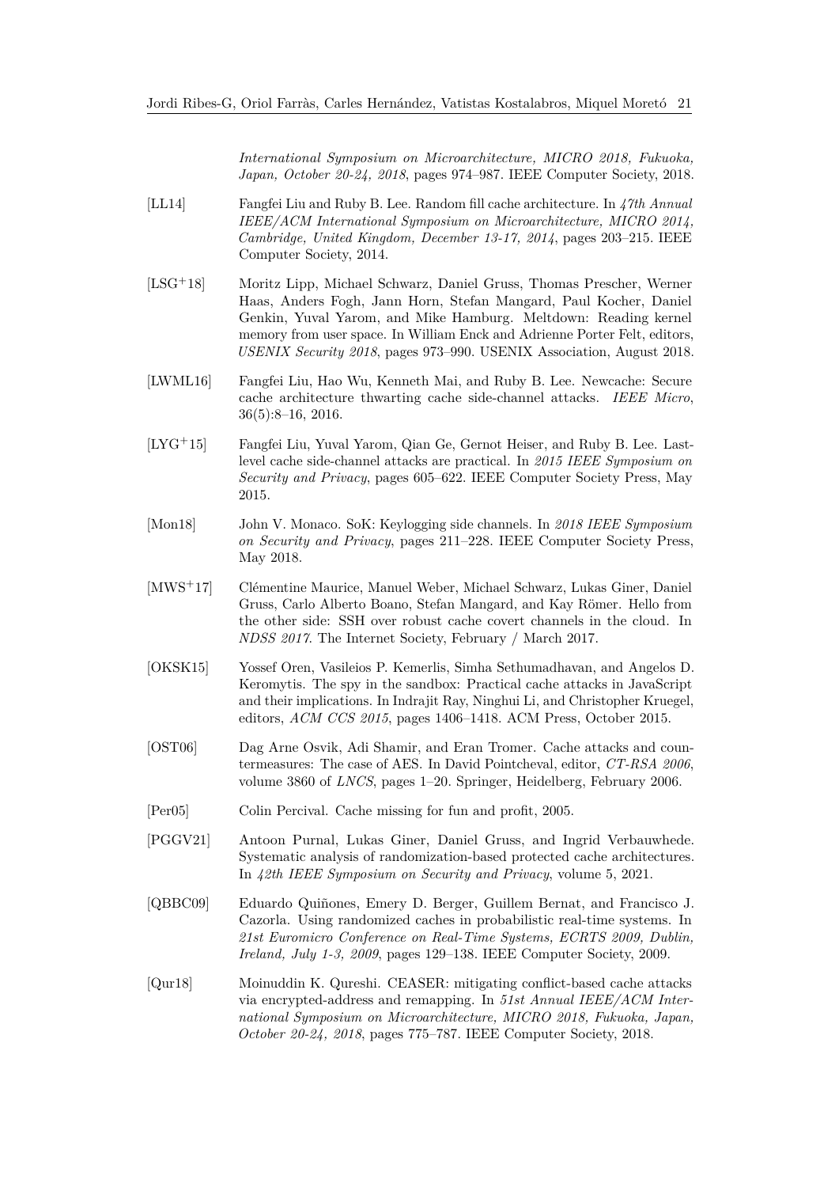*International Symposium on Microarchitecture, MICRO 2018, Fukuoka, Japan, October 20-24, 2018*, pages 974–987. IEEE Computer Society, 2018.

[LL14] Fangfei Liu and Ruby B. Lee. Random fill cache architecture. In *47th Annual IEEE/ACM International Symposium on Microarchitecture, MICRO 2014, Cambridge, United Kingdom, December 13-17, 2014*, pages 203–215. IEEE Computer Society, 2014.

[LSG+18] Moritz Lipp, Michael Schwarz, Daniel Gruss, Thomas Prescher, Werner Haas, Anders Fogh, Jann Horn, Stefan Mangard, Paul Kocher, Daniel Genkin, Yuval Yarom, and Mike Hamburg. Meltdown: Reading kernel memory from user space. In William Enck and Adrienne Porter Felt, editors, *USENIX Security 2018*, pages 973–990. USENIX Association, August 2018.

[LWML16] Fangfei Liu, Hao Wu, Kenneth Mai, and Ruby B. Lee. Newcache: Secure cache architecture thwarting cache side-channel attacks. *IEEE Micro*, 36(5):8–16, 2016.

[LYG+15] Fangfei Liu, Yuval Yarom, Qian Ge, Gernot Heiser, and Ruby B. Lee. Last-level cache side-channel attacks are practical. In *2015 IEEE Symposium on Security and Privacy*, pages 605–622. IEEE Computer Society Press, May 2015.

[Mon18] John V. Monaco. SoK: Keylogging side channels. In *2018 IEEE Symposium on Security and Privacy*, pages 211–228. IEEE Computer Society Press, May 2018.

[MWS+17] Clémentine Maurice, Manuel Weber, Michael Schwarz, Lukas Giner, Daniel Gruss, Carlo Alberto Boano, Stefan Mangard, and Kay Römer. Hello from the other side: SSH over robust cache covert channels in the cloud. In *NDSS 2017*. The Internet Society, February / March 2017.

[OKSK15] Yossef Oren, Vasileios P. Kemerlis, Simha Sethumadhavan, and Angelos D. Keromytis. The spy in the sandbox: Practical cache attacks in JavaScript and their implications. In Indrajit Ray, Ninghui Li, and Christopher Kruegel, editors, *ACM CCS 2015*, pages 1406–1418. ACM Press, October 2015.

[OST06] Dag Arne Osvik, Adi Shamir, and Eran Tromer. Cache attacks and countermeasures: The case of AES. In David Pointcheval, editor, *CT-RSA 2006*, volume 3860 of *LNCS*, pages 1–20. Springer, Heidelberg, February 2006.

[Per05] Colin Percival. Cache missing for fun and profit, 2005.

[PGGV21] Antoon Purnal, Lukas Giner, Daniel Gruss, and Ingrid Verbauwhede. Systematic analysis of randomization-based protected cache architectures. In *42th IEEE Symposium on Security and Privacy*, volume 5, 2021.

[QBBC09] Eduardo Quiñones, Emery D. Berger, Guillem Bernat, and Francisco J. Cazorla. Using randomized caches in probabilistic real-time systems. In *21st Euromicro Conference on Real-Time Systems, ECRTS 2009, Dublin, Ireland, July 1-3, 2009*, pages 129–138. IEEE Computer Society, 2009.

[Qur18] Moinuddin K. Qureshi. CEASER: mitigating conflict-based cache attacks via encrypted-address and remapping. In *51st Annual IEEE/ACM International Symposium on Microarchitecture, MICRO 2018, Fukuoka, Japan, October 20-24, 2018*, pages 775–787. IEEE Computer Society, 2018.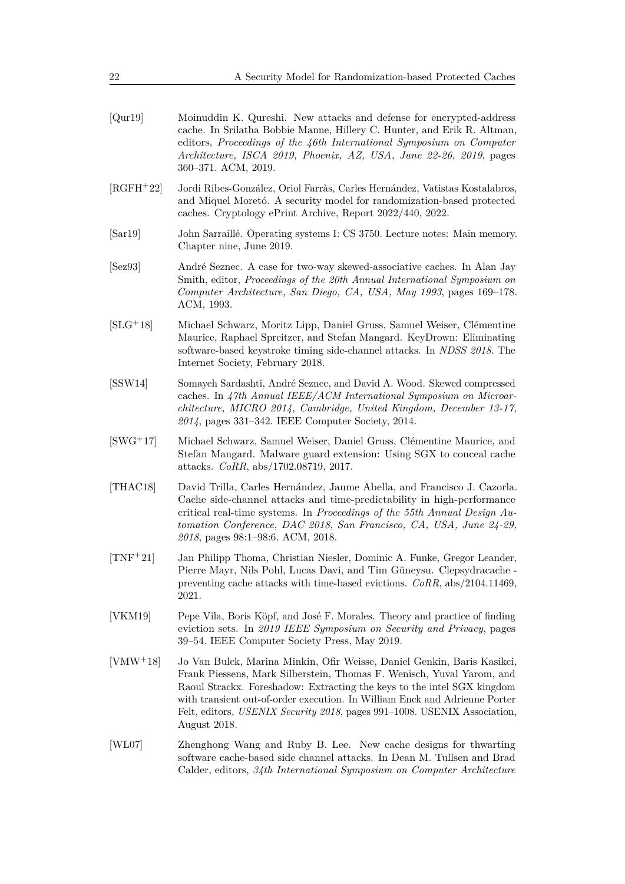[Qur19] Moinuddin K. Qureshi. New attacks and defense for encrypted-address cache. In Srilatha Bobbie Manne, Hillery C. Hunter, and Erik R. Altman, editors, *Proceedings of the 46th International Symposium on Computer Architecture, ISCA 2019, Phoenix, AZ, USA, June 22-26, 2019*, pages 360–371. ACM, 2019.

[RGFH+22] Jordi Ribes-González, Oriol Farràs, Carles Hernández, Vatistas Kostalabros, and Miquel Moretó. A security model for randomization-based protected caches. Cryptology ePrint Archive, Report 2022/440, 2022.

[Sar19] John Sarraillé. Operating systems I: CS 3750. Lecture notes: Main memory. Chapter nine, June 2019.

[Sez93] André Seznec. A case for two-way skewed-associative caches. In Alan Jay Smith, editor, *Proceedings of the 20th Annual International Symposium on Computer Architecture, San Diego, CA, USA, May 1993*, pages 169–178. ACM, 1993.

[SLG+18] Michael Schwarz, Moritz Lipp, Daniel Gruss, Samuel Weiser, Clémentine Maurice, Raphael Spreitzer, and Stefan Mangard. KeyDrown: Eliminating software-based keystroke timing side-channel attacks. In *NDSS 2018*. The Internet Society, February 2018.

[SSW14] Somayeh Sardashti, André Seznec, and David A. Wood. Skewed compressed caches. In *47th Annual IEEE/ACM International Symposium on Microarchitecture, MICRO 2014, Cambridge, United Kingdom, December 13-17, 2014*, pages 331–342. IEEE Computer Society, 2014.

[SWG+17] Michael Schwarz, Samuel Weiser, Daniel Gruss, Clémentine Maurice, and Stefan Mangard. Malware guard extension: Using SGX to conceal cache attacks. *CoRR*, abs/1702.08719, 2017.

[THAC18] David Trilla, Carles Hernández, Jaume Abella, and Francisco J. Cazorla. Cache side-channel attacks and time-predictability in high-performance critical real-time systems. In *Proceedings of the 55th Annual Design Automation Conference, DAC 2018, San Francisco, CA, USA, June 24-29, 2018*, pages 98:1–98:6. ACM, 2018.

[TNF+21] Jan Philipp Thoma, Christian Niesler, Dominic A. Funke, Gregor Leander, Pierre Mayr, Nils Pohl, Lucas Davi, and Tim Güneysu. Clepsydracache - preventing cache attacks with time-based evictions. *CoRR*, abs/2104.11469, 2021.

[VKM19] Pepe Vila, Boris Köpf, and José F. Morales. Theory and practice of finding eviction sets. In *2019 IEEE Symposium on Security and Privacy*, pages 39–54. IEEE Computer Society Press, May 2019.

[VMW+18] Jo Van Bulck, Marina Minkin, Ofir Weisse, Daniel Genkin, Baris Kasikci, Frank Piessens, Mark Silberstein, Thomas F. Wenisch, Yuval Yarom, and Raoul Strackx. Foreshadow: Extracting the keys to the intel SGX kingdom with transient out-of-order execution. In William Enck and Adrienne Porter Felt, editors, *USENIX Security 2018*, pages 991–1008. USENIX Association, August 2018.

[WL07] Zhenghong Wang and Ruby B. Lee. New cache designs for thwarting software cache-based side channel attacks. In Dean M. Tullsen and Brad Calder, editors, *34th International Symposium on Computer Architecture*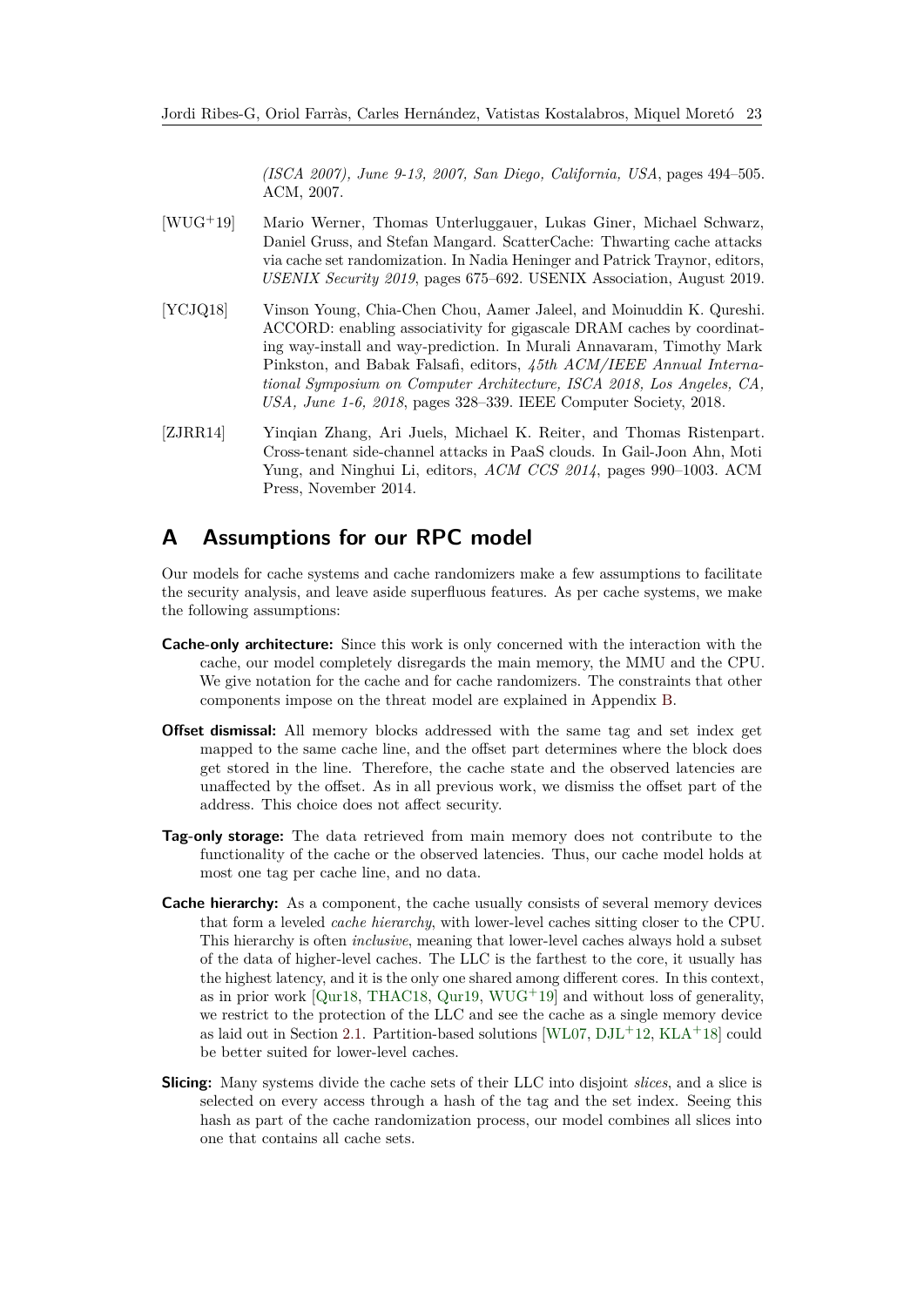*(ISCA 2007), June 9-13, 2007, San Diego, California, USA*, pages 494–505. ACM, 2007.

[WUG+19] Mario Werner, Thomas Unterluggauer, Lukas Giner, Michael Schwarz, Daniel Gruss, and Stefan Mangard. ScatterCache: Thwarting cache attacks via cache set randomization. In Nadia Heninger and Patrick Traynor, editors, *USENIX Security 2019*, pages 675–692. USENIX Association, August 2019.

[YCJQ18] Vinson Young, Chia-Chen Chou, Aamer Jaleel, and Moinuddin K. Qureshi. ACCORD: enabling associativity for gigascale DRAM caches by coordinating way-install and way-prediction. In Murali Annavaram, Timothy Mark Pinkston, and Babak Falsafi, editors, *45th ACM/IEEE Annual International Symposium on Computer Architecture, ISCA 2018, Los Angeles, CA, USA, June 1-6, 2018*, pages 328–339. IEEE Computer Society, 2018.

[ZJRR14] Yinqian Zhang, Ari Juels, Michael K. Reiter, and Thomas Ristenpart. Cross-tenant side-channel attacks in PaaS clouds. In Gail-Joon Ahn, Moti Yung, and Ninghui Li, editors, *ACM CCS 2014*, pages 990–1003. ACM Press, November 2014.

# A Assumptions for our RPC model

Our models for cache systems and cache randomizers make a few assumptions to facilitate the security analysis, and leave aside superfluous features. As per cache systems, we make the following assumptions:

**Cache-only architecture:** Since this work is only concerned with the interaction with the cache, our model completely disregards the main memory, the MMU and the CPU. We give notation for the cache and for cache randomizers. The constraints that other components impose on the threat model are explained in Appendix B.

**Offset dismissal:** All memory blocks addressed with the same tag and set index get mapped to the same cache line, and the offset part determines where the block does get stored in the line. Therefore, the cache state and the observed latencies are unaffected by the offset. As in all previous work, we dismiss the offset part of the address. This choice does not affect security.

**Tag-only storage:** The data retrieved from main memory does not contribute to the functionality of the cache or the observed latencies. Thus, our cache model holds at most one tag per cache line, and no data.

**Cache hierarchy:** As a component, the cache usually consists of several memory devices that form a leveled *cache hierarchy*, with lower-level caches sitting closer to the CPU. This hierarchy is often *inclusive*, meaning that lower-level caches always hold a subset of the data of higher-level caches. The LLC is the farthest to the core, it usually has the highest latency, and it is the only one shared among different cores. In this context, as in prior work [Qur18, THAC18, Qur19, WUG+19] and without loss of generality, we restrict to the protection of the LLC and see the cache as a single memory device as laid out in Section 2.1. Partition-based solutions [WL07, DJL+12, KLA+18] could be better suited for lower-level caches.

**Slicing:** Many systems divide the cache sets of their LLC into disjoint *slices*, and a slice is selected on every access through a hash of the tag and the set index. Seeing this hash as part of the cache randomization process, our model combines all slices into one that contains all cache sets.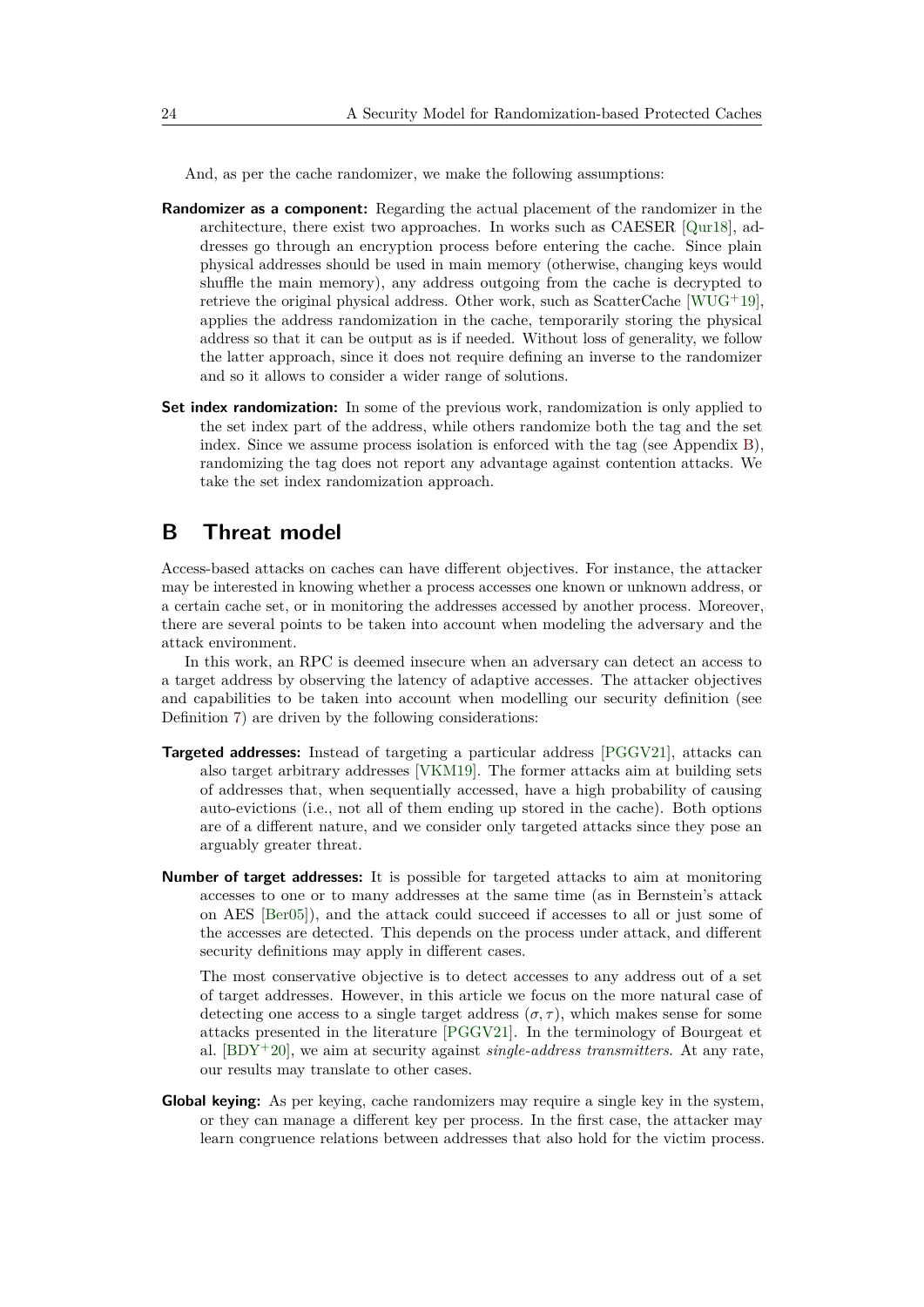And, as per the cache randomizer, we make the following assumptions:

**Randomizer as a component:** Regarding the actual placement of the randomizer in the architecture, there exist two approaches. In works such as CAESER [Qur18], addresses go through an encryption process before entering the cache. Since plain physical addresses should be used in main memory (otherwise, changing keys would shuffle the main memory), any address outgoing from the cache is decrypted to retrieve the original physical address. Other work, such as ScatterCache [WUG+19], applies the address randomization in the cache, temporarily storing the physical address so that it can be output as is if needed. Without loss of generality, we follow the latter approach, since it does not require defining an inverse to the randomizer and so it allows to consider a wider range of solutions.

**Set index randomization:** In some of the previous work, randomization is only applied to the set index part of the address, while others randomize both the tag and the set index. Since we assume process isolation is enforced with the tag (see Appendix B), randomizing the tag does not report any advantage against contention attacks. We take the set index randomization approach.

# B Threat model

Access-based attacks on caches can have different objectives. For instance, the attacker may be interested in knowing whether a process accesses one known or unknown address, or a certain cache set, or in monitoring the addresses accessed by another process. Moreover, there are several points to be taken into account when modeling the adversary and the attack environment.

In this work, an RPC is deemed insecure when an adversary can detect an access to a target address by observing the latency of adaptive accesses. The attacker objectives and capabilities to be taken into account when modelling our security definition (see Definition 7) are driven by the following considerations:

**Targeted addresses:** Instead of targeting a particular address [PGGV21], attacks can also target arbitrary addresses [VKM19]. The former attacks aim at building sets of addresses that, when sequentially accessed, have a high probability of causing auto-evictions (i.e., not all of them ending up stored in the cache). Both options are of a different nature, and we consider only targeted attacks since they pose an arguably greater threat.

**Number of target addresses:** It is possible for targeted attacks to aim at monitoring accesses to one or to many addresses at the same time (as in Bernstein's attack on AES [Ber05]), and the attack could succeed if accesses to all or just some of the accesses are detected. This depends on the process under attack, and different security definitions may apply in different cases.

The most conservative objective is to detect accesses to any address out of a set of target addresses. However, in this article we focus on the more natural case of detecting one access to a single target address $(\sigma, \tau)$, which makes sense for some attacks presented in the literature [PGGV21]. In the terminology of Bourgeat et al. [BDY+20], we aim at security against *single-address transmitters*. At any rate, our results may translate to other cases.

**Global keying:** As per keying, cache randomizers may require a single key in the system, or they can manage a different key per process. In the first case, the attacker may learn congruence relations between addresses that also hold for the victim process.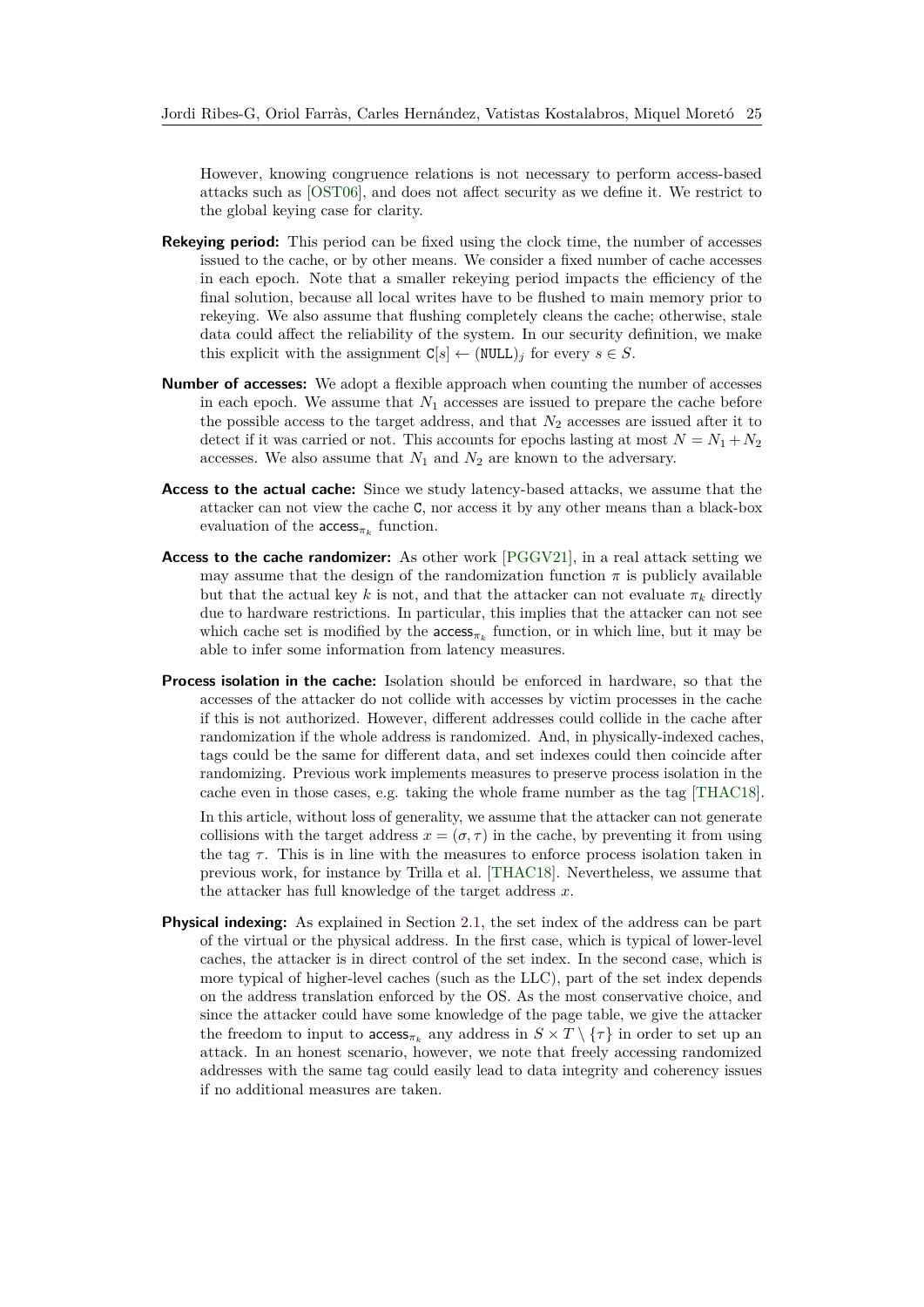However, knowing congruence relations is not necessary to perform access-based attacks such as [OST06], and does not affect security as we define it. We restrict to the global keying case for clarity.

**Rekeying period:** This period can be fixed using the clock time, the number of accesses issued to the cache, or by other means. We consider a fixed number of cache accesses in each epoch. Note that a smaller rekeying period impacts the efficiency of the final solution, because all local writes have to be flushed to main memory prior to rekeying. We also assume that flushing completely cleans the cache; otherwise, stale data could affect the reliability of the system. In our security definition, we make this explicit with the assignment $\mathtt{C}[s] \leftarrow (\mathtt{NULL})_j$ for every $s \in S$.

**Number of accesses:** We adopt a flexible approach when counting the number of accesses in each epoch. We assume that $N_1$ accesses are issued to prepare the cache before the possible access to the target address, and that $N_2$ accesses are issued after it to detect if it was carried or not. This accounts for epochs lasting at most $N = N_1 + N_2$ accesses. We also assume that $N_1$ and $N_2$ are known to the adversary.

**Access to the actual cache:** Since we study latency-based attacks, we assume that the attacker can not view the cache $\mathtt{C}$, nor access it by any other means than a black-box evaluation of the $\mathsf{access}_{\pi_k}$ function.

**Access to the cache randomizer:** As other work [PGGV21], in a real attack setting we may assume that the design of the randomization function $\pi$ is publicly available but that the actual key $k$ is not, and that the attacker can not evaluate $\pi_k$ directly due to hardware restrictions. In particular, this implies that the attacker can not see which cache set is modified by the $\mathsf{access}_{\pi_k}$ function, or in which line, but it may be able to infer some information from latency measures.

**Process isolation in the cache:** Isolation should be enforced in hardware, so that the accesses of the attacker do not collide with accesses by victim processes in the cache if this is not authorized. However, different addresses could collide in the cache after randomization if the whole address is randomized. And, in physically-indexed caches, tags could be the same for different data, and set indexes could then coincide after randomizing. Previous work implements measures to preserve process isolation in the cache even in those cases, e.g. taking the whole frame number as the tag [THAC18].

In this article, without loss of generality, we assume that the attacker can not generate collisions with the target address $x = (\sigma, \tau)$ in the cache, by preventing it from using the tag $\tau$. This is in line with the measures to enforce process isolation taken in previous work, for instance by Trilla et al. [THAC18]. Nevertheless, we assume that the attacker has full knowledge of the target address $x$.

**Physical indexing:** As explained in Section 2.1, the set index of the address can be part of the virtual or the physical address. In the first case, which is typical of lower-level caches, the attacker is in direct control of the set index. In the second case, which is more typical of higher-level caches (such as the LLC), part of the set index depends on the address translation enforced by the OS. As the most conservative choice, and since the attacker could have some knowledge of the page table, we give the attacker the freedom to input to $\mathsf{access}_{\pi_k}$ any address in $S \times T \setminus \{\tau\}$ in order to set up an attack. In an honest scenario, however, we note that freely accessing randomized addresses with the same tag could easily lead to data integrity and coherency issues if no additional measures are taken.